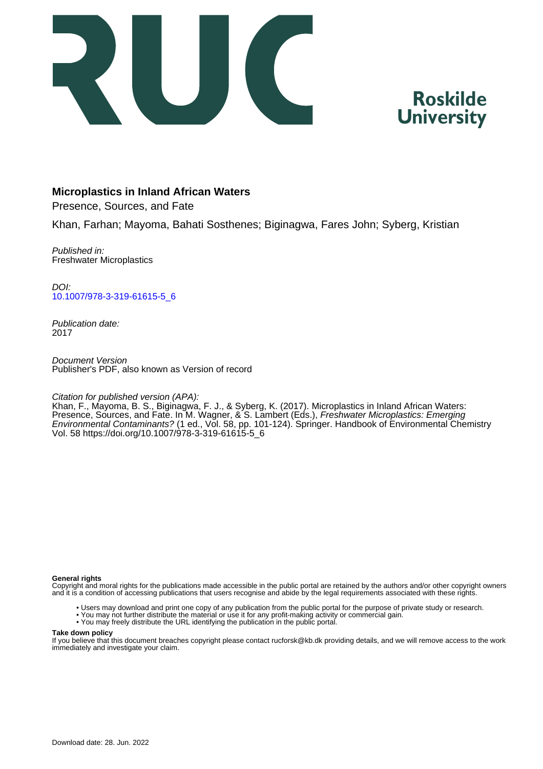Roskilde University

# Microplastics in Inland African Waters

Presence, Sources, and Fate

Khan, Farhan; Mayoma, Bahati Sosthenes; Biginagwa, Fares John; Syberg, Kristian

*Published in:*
Freshwater Microplastics

*DOI:*
10.1007/978-3-319-61615-5_6

*Publication date:*
2017

*Document Version*
Publisher's PDF, also known as Version of record

*Citation for published version (APA):*
Khan, F., Mayoma, B. S., Biginagwa, F. J., & Syberg, K. (2017). Microplastics in Inland African Waters: Presence, Sources, and Fate. In M. Wagner, & S. Lambert (Eds.), *Freshwater Microplastics: Emerging Environmental Contaminants?* (1 ed., Vol. 58, pp. 101-124). Springer. Handbook of Environmental Chemistry Vol. 58 https://doi.org/10.1007/978-3-319-61615-5_6

**General rights**
Copyright and moral rights for the publications made accessible in the public portal are retained by the authors and/or other copyright owners and it is a condition of accessing publications that users recognise and abide by the legal requirements associated with these rights.

- Users may download and print one copy of any publication from the public portal for the purpose of private study or research.
- You may not further distribute the material or use it for any profit-making activity or commercial gain.
- You may freely distribute the URL identifying the publication in the public portal.

**Take down policy**
If you believe that this document breaches copyright please contact rucforsk@kb.dk providing details, and we will remove access to the work immediately and investigate your claim.

Download date: 28. Jun. 2022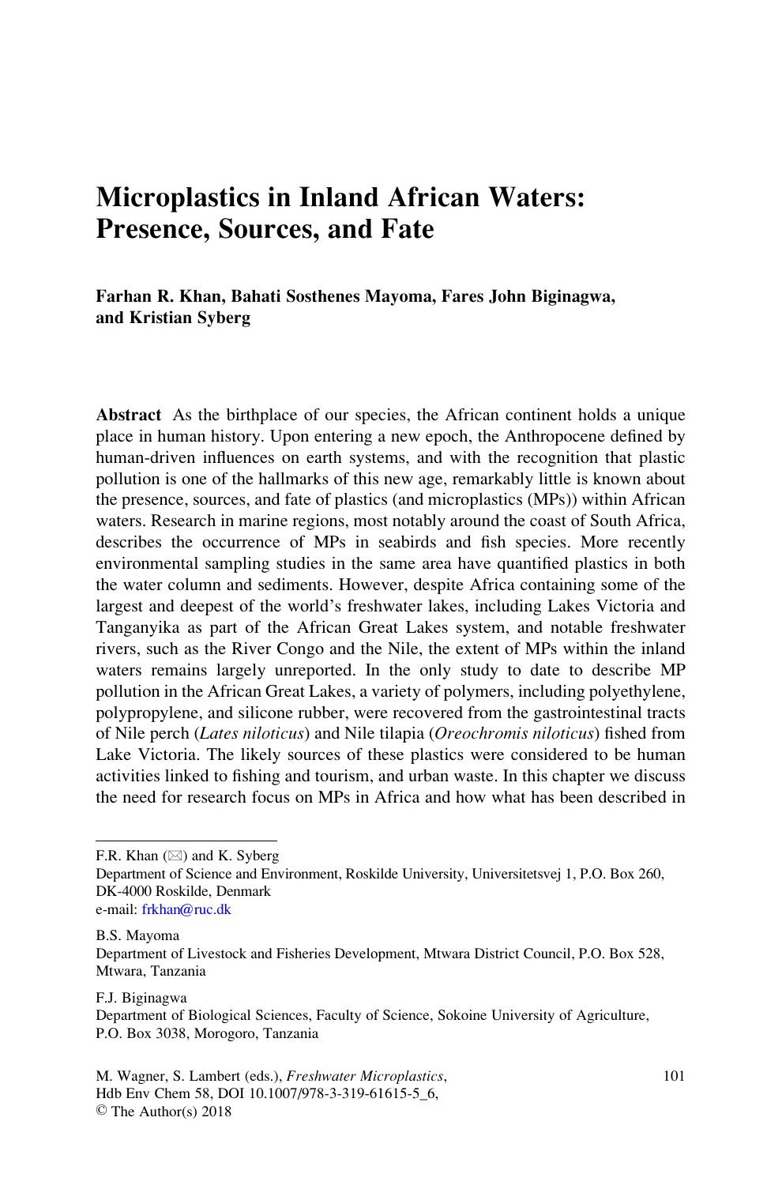# Microplastics in Inland African Waters: Presence, Sources, and Fate

**Farhan R. Khan, Bahati Sosthenes Mayoma, Fares John Biginagwa, and Kristian Syberg**

**Abstract** As the birthplace of our species, the African continent holds a unique place in human history. Upon entering a new epoch, the Anthropocene defined by human-driven influences on earth systems, and with the recognition that plastic pollution is one of the hallmarks of this new age, remarkably little is known about the presence, sources, and fate of plastics (and microplastics (MPs)) within African waters. Research in marine regions, most notably around the coast of South Africa, describes the occurrence of MPs in seabirds and fish species. More recently environmental sampling studies in the same area have quantified plastics in both the water column and sediments. However, despite Africa containing some of the largest and deepest of the world's freshwater lakes, including Lakes Victoria and Tanganyika as part of the African Great Lakes system, and notable freshwater rivers, such as the River Congo and the Nile, the extent of MPs within the inland waters remains largely unreported. In the only study to date to describe MP pollution in the African Great Lakes, a variety of polymers, including polyethylene, polypropylene, and silicone rubber, were recovered from the gastrointestinal tracts of Nile perch (*Lates niloticus*) and Nile tilapia (*Oreochromis niloticus*) fished from Lake Victoria. The likely sources of these plastics were considered to be human activities linked to fishing and tourism, and urban waste. In this chapter we discuss the need for research focus on MPs in Africa and how what has been described in

---

F.R. Khan (✉) and K. Syberg
Department of Science and Environment, Roskilde University, Universitetsvej 1, P.O. Box 260, DK-4000 Roskilde, Denmark
e-mail: frkhan@ruc.dk

B.S. Mayoma
Department of Livestock and Fisheries Development, Mtwara District Council, P.O. Box 528, Mtwara, Tanzania

F.J. Biginagwa
Department of Biological Sciences, Faculty of Science, Sokoine University of Agriculture, P.O. Box 3038, Morogoro, Tanzania

M. Wagner, S. Lambert (eds.), *Freshwater Microplastics*,
Hdb Env Chem 58, DOI 10.1007/978-3-319-61615-5_6,
© The Author(s) 2018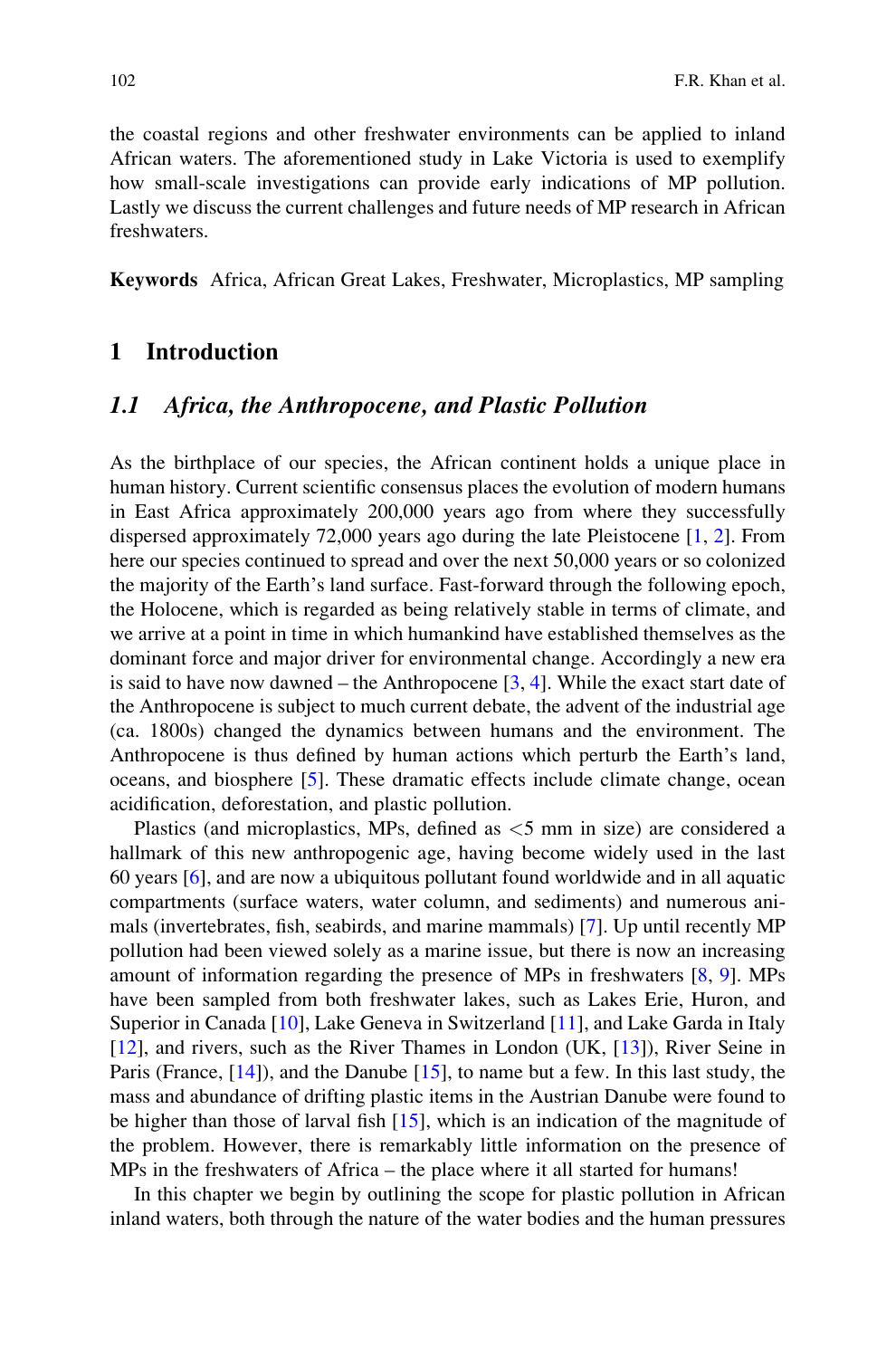the coastal regions and other freshwater environments can be applied to inland African waters. The aforementioned study in Lake Victoria is used to exemplify how small-scale investigations can provide early indications of MP pollution. Lastly we discuss the current challenges and future needs of MP research in African freshwaters.

**Keywords** Africa, African Great Lakes, Freshwater, Microplastics, MP sampling

## 1 Introduction

### *1.1 Africa, the Anthropocene, and Plastic Pollution*

As the birthplace of our species, the African continent holds a unique place in human history. Current scientific consensus places the evolution of modern humans in East Africa approximately 200,000 years ago from where they successfully dispersed approximately 72,000 years ago during the late Pleistocene [1, 2]. From here our species continued to spread and over the next 50,000 years or so colonized the majority of the Earth's land surface. Fast-forward through the following epoch, the Holocene, which is regarded as being relatively stable in terms of climate, and we arrive at a point in time in which humankind have established themselves as the dominant force and major driver for environmental change. Accordingly a new era is said to have now dawned – the Anthropocene [3, 4]. While the exact start date of the Anthropocene is subject to much current debate, the advent of the industrial age (ca. 1800s) changed the dynamics between humans and the environment. The Anthropocene is thus defined by human actions which perturb the Earth's land, oceans, and biosphere [5]. These dramatic effects include climate change, ocean acidification, deforestation, and plastic pollution.

Plastics (and microplastics, MPs, defined as <5 mm in size) are considered a hallmark of this new anthropogenic age, having become widely used in the last 60 years [6], and are now a ubiquitous pollutant found worldwide and in all aquatic compartments (surface waters, water column, and sediments) and numerous animals (invertebrates, fish, seabirds, and marine mammals) [7]. Up until recently MP pollution had been viewed solely as a marine issue, but there is now an increasing amount of information regarding the presence of MPs in freshwaters [8, 9]. MPs have been sampled from both freshwater lakes, such as Lakes Erie, Huron, and Superior in Canada [10], Lake Geneva in Switzerland [11], and Lake Garda in Italy [12], and rivers, such as the River Thames in London (UK, [13]), River Seine in Paris (France, [14]), and the Danube [15], to name but a few. In this last study, the mass and abundance of drifting plastic items in the Austrian Danube were found to be higher than those of larval fish [15], which is an indication of the magnitude of the problem. However, there is remarkably little information on the presence of MPs in the freshwaters of Africa – the place where it all started for humans!

In this chapter we begin by outlining the scope for plastic pollution in African inland waters, both through the nature of the water bodies and the human pressures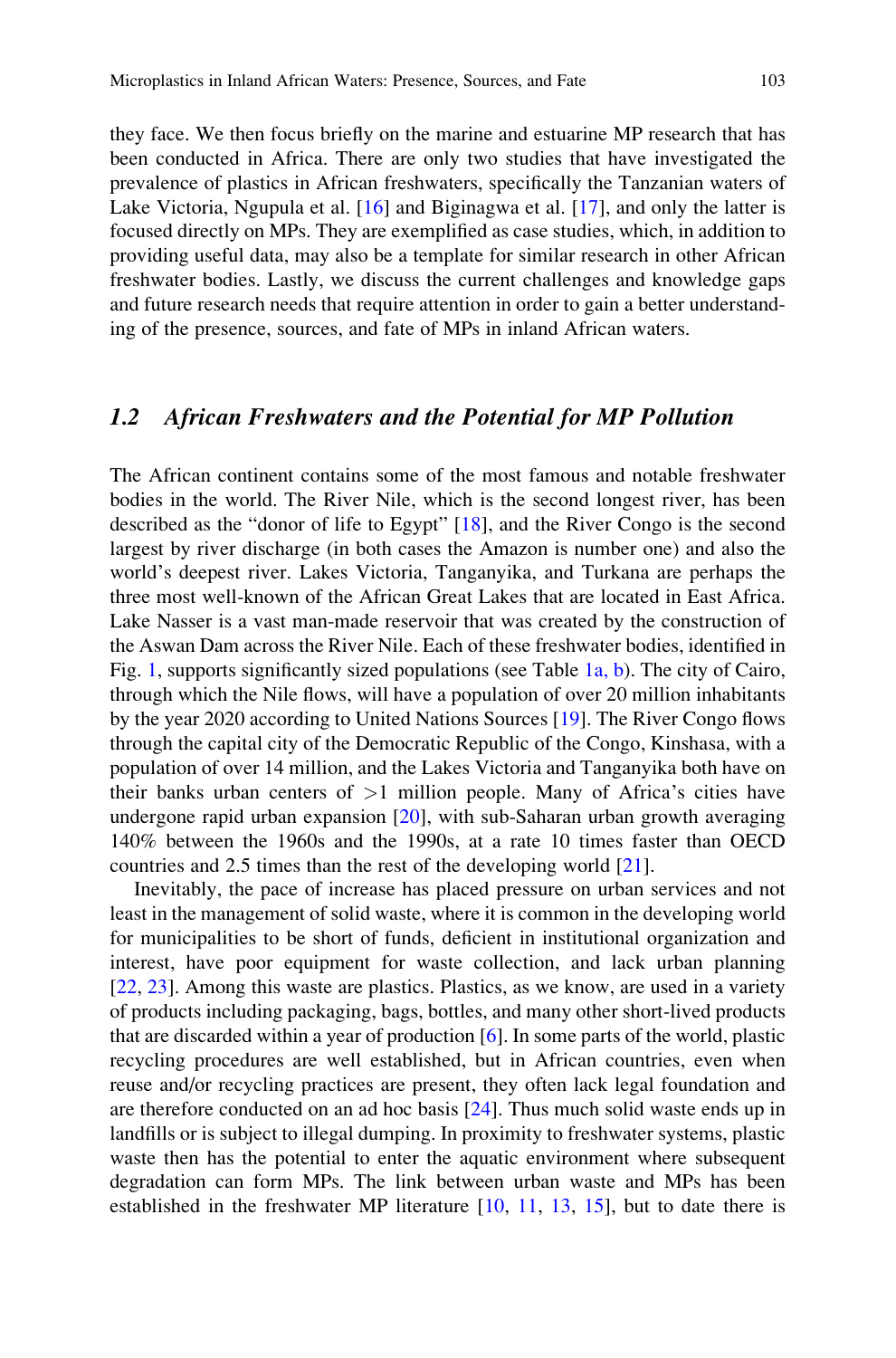they face. We then focus briefly on the marine and estuarine MP research that has been conducted in Africa. There are only two studies that have investigated the prevalence of plastics in African freshwaters, specifically the Tanzanian waters of Lake Victoria, Ngupula et al. [16] and Biginagwa et al. [17], and only the latter is focused directly on MPs. They are exemplified as case studies, which, in addition to providing useful data, may also be a template for similar research in other African freshwater bodies. Lastly, we discuss the current challenges and knowledge gaps and future research needs that require attention in order to gain a better understanding of the presence, sources, and fate of MPs in inland African waters.

## *1.2 African Freshwaters and the Potential for MP Pollution*

The African continent contains some of the most famous and notable freshwater bodies in the world. The River Nile, which is the second longest river, has been described as the "donor of life to Egypt" [18], and the River Congo is the second largest by river discharge (in both cases the Amazon is number one) and also the world's deepest river. Lakes Victoria, Tanganyika, and Turkana are perhaps the three most well-known of the African Great Lakes that are located in East Africa. Lake Nasser is a vast man-made reservoir that was created by the construction of the Aswan Dam across the River Nile. Each of these freshwater bodies, identified in Fig. 1, supports significantly sized populations (see Table 1a, b). The city of Cairo, through which the Nile flows, will have a population of over 20 million inhabitants by the year 2020 according to United Nations Sources [19]. The River Congo flows through the capital city of the Democratic Republic of the Congo, Kinshasa, with a population of over 14 million, and the Lakes Victoria and Tanganyika both have on their banks urban centers of >1 million people. Many of Africa's cities have undergone rapid urban expansion [20], with sub-Saharan urban growth averaging 140% between the 1960s and the 1990s, at a rate 10 times faster than OECD countries and 2.5 times than the rest of the developing world [21].

Inevitably, the pace of increase has placed pressure on urban services and not least in the management of solid waste, where it is common in the developing world for municipalities to be short of funds, deficient in institutional organization and interest, have poor equipment for waste collection, and lack urban planning [22, 23]. Among this waste are plastics. Plastics, as we know, are used in a variety of products including packaging, bags, bottles, and many other short-lived products that are discarded within a year of production [6]. In some parts of the world, plastic recycling procedures are well established, but in African countries, even when reuse and/or recycling practices are present, they often lack legal foundation and are therefore conducted on an ad hoc basis [24]. Thus much solid waste ends up in landfills or is subject to illegal dumping. In proximity to freshwater systems, plastic waste then has the potential to enter the aquatic environment where subsequent degradation can form MPs. The link between urban waste and MPs has been established in the freshwater MP literature [10, 11, 13, 15], but to date there is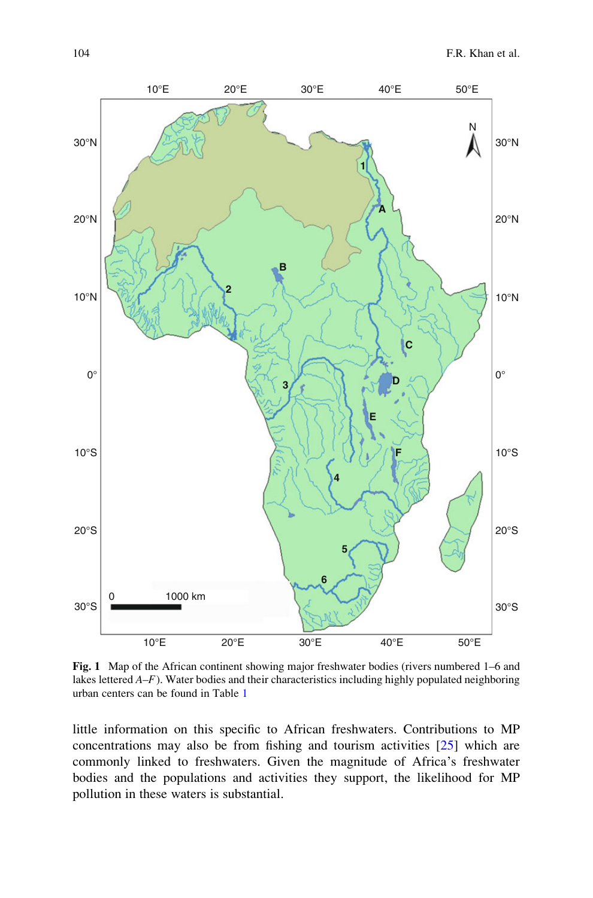Fig. 1 Map of the African continent showing major freshwater bodies (rivers numbered 1–6 and lakes lettered *A–F*). Water bodies and their characteristics including highly populated neighboring urban centers can be found in Table 1

little information on this specific to African freshwaters. Contributions to MP concentrations may also be from fishing and tourism activities [25] which are commonly linked to freshwaters. Given the magnitude of Africa's freshwater bodies and the populations and activities they support, the likelihood for MP pollution in these waters is substantial.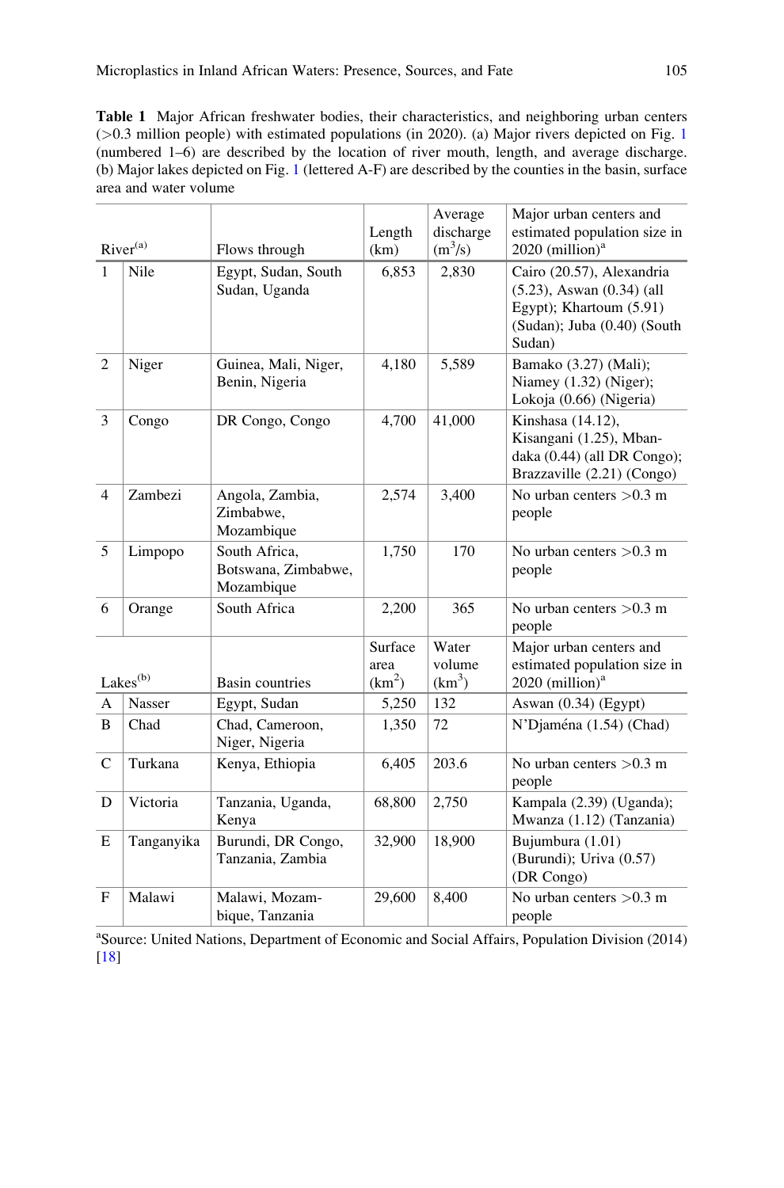**Table 1** Major African freshwater bodies, their characteristics, and neighboring urban centers (>0.3 million people) with estimated populations (in 2020). (a) Major rivers depicted on Fig. 1 (numbered 1–6) are described by the location of river mouth, length, and average discharge. (b) Major lakes depicted on Fig. 1 (lettered A-F) are described by the counties in the basin, surface area and water volume

| River[(a)] | | Flows through | Length (km) | Average discharge ($m^3/s$) | Major urban centers and estimated population size in 2020 (million)[a] |
|---|---|---|---|---|---|
| 1 | Nile | Egypt, Sudan, South Sudan, Uganda | 6,853 | 2,830 | Cairo (20.57), Alexandria (5.23), Aswan (0.34) (all Egypt); Khartoum (5.91) (Sudan); Juba (0.40) (South Sudan) |
| 2 | Niger | Guinea, Mali, Niger, Benin, Nigeria | 4,180 | 5,589 | Bamako (3.27) (Mali); Niamey (1.32) (Niger); Lokoja (0.66) (Nigeria) |
| 3 | Congo | DR Congo, Congo | 4,700 | 41,000 | Kinshasa (14.12), Kisangani (1.25), Mbandaka (0.44) (all DR Congo); Brazzaville (2.21) (Congo) |
| 4 | Zambezi | Angola, Zambia, Zimbabwe, Mozambique | 2,574 | 3,400 | No urban centers >0.3 m people |
| 5 | Limpopo | South Africa, Botswana, Zimbabwe, Mozambique | 1,750 | 170 | No urban centers >0.3 m people |
| 6 | Orange | South Africa | 2,200 | 365 | No urban centers >0.3 m people |
| **Lakes[(b)]** | | **Basin countries** | **Surface area ($km^2$)** | **Water volume ($km^3$)** | **Major urban centers and estimated population size in 2020 (million)[a]** |
| A | Nasser | Egypt, Sudan | 5,250 | 132 | Aswan (0.34) (Egypt) |
| B | Chad | Chad, Cameroon, Niger, Nigeria | 1,350 | 72 | N'Djaména (1.54) (Chad) |
| C | Turkana | Kenya, Ethiopia | 6,405 | 203.6 | No urban centers >0.3 m people |
| D | Victoria | Tanzania, Uganda, Kenya | 68,800 | 2,750 | Kampala (2.39) (Uganda); Mwanza (1.12) (Tanzania) |
| E | Tanganyika | Burundi, DR Congo, Tanzania, Zambia | 32,900 | 18,900 | Bujumbura (1.01) (Burundi); Uriva (0.57) (DR Congo) |
| F | Malawi | Malawi, Mozambique, Tanzania | 29,600 | 8,400 | No urban centers >0.3 m people |

[a]Source: United Nations, Department of Economic and Social Affairs, Population Division (2014) [18]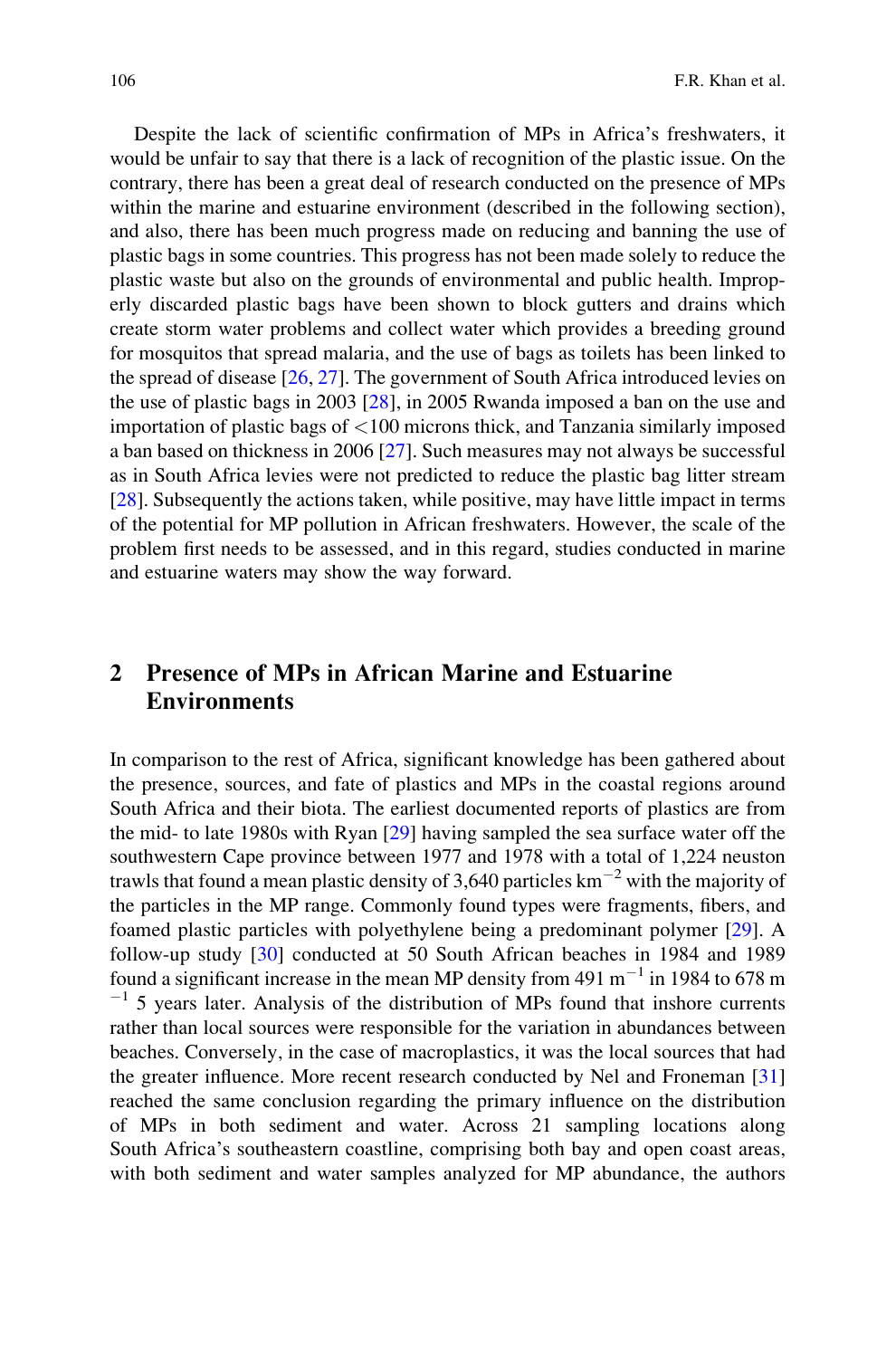Despite the lack of scientific confirmation of MPs in Africa's freshwaters, it would be unfair to say that there is a lack of recognition of the plastic issue. On the contrary, there has been a great deal of research conducted on the presence of MPs within the marine and estuarine environment (described in the following section), and also, there has been much progress made on reducing and banning the use of plastic bags in some countries. This progress has not been made solely to reduce the plastic waste but also on the grounds of environmental and public health. Improperly discarded plastic bags have been shown to block gutters and drains which create storm water problems and collect water which provides a breeding ground for mosquitos that spread malaria, and the use of bags as toilets has been linked to the spread of disease [26, 27]. The government of South Africa introduced levies on the use of plastic bags in 2003 [28], in 2005 Rwanda imposed a ban on the use and importation of plastic bags of $<100$ microns thick, and Tanzania similarly imposed a ban based on thickness in 2006 [27]. Such measures may not always be successful as in South Africa levies were not predicted to reduce the plastic bag litter stream [28]. Subsequently the actions taken, while positive, may have little impact in terms of the potential for MP pollution in African freshwaters. However, the scale of the problem first needs to be assessed, and in this regard, studies conducted in marine and estuarine waters may show the way forward.

## 2 Presence of MPs in African Marine and Estuarine Environments

In comparison to the rest of Africa, significant knowledge has been gathered about the presence, sources, and fate of plastics and MPs in the coastal regions around South Africa and their biota. The earliest documented reports of plastics are from the mid- to late 1980s with Ryan [29] having sampled the sea surface water off the southwestern Cape province between 1977 and 1978 with a total of 1,224 neuston trawls that found a mean plastic density of 3,640 particles $km^{-2}$ with the majority of the particles in the MP range. Commonly found types were fragments, fibers, and foamed plastic particles with polyethylene being a predominant polymer [29]. A follow-up study [30] conducted at 50 South African beaches in 1984 and 1989 found a significant increase in the mean MP density from 491 $m^{-1}$ in 1984 to 678 $m^{-1}$ 5 years later. Analysis of the distribution of MPs found that inshore currents rather than local sources were responsible for the variation in abundances between beaches. Conversely, in the case of macroplastics, it was the local sources that had the greater influence. More recent research conducted by Nel and Froneman [31] reached the same conclusion regarding the primary influence on the distribution of MPs in both sediment and water. Across 21 sampling locations along South Africa's southeastern coastline, comprising both bay and open coast areas, with both sediment and water samples analyzed for MP abundance, the authors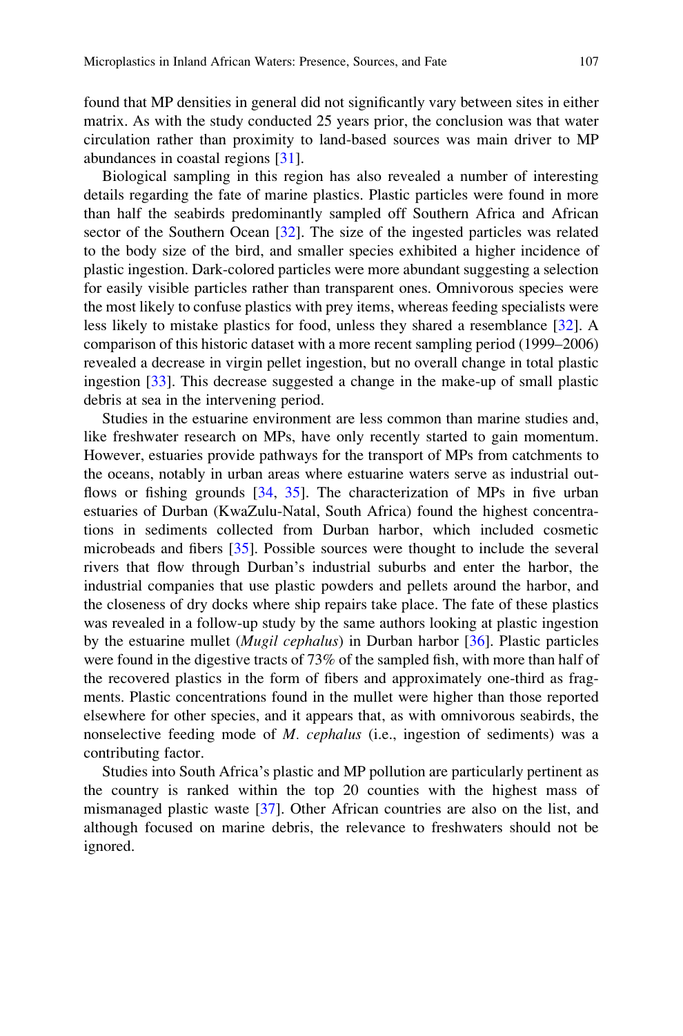found that MP densities in general did not significantly vary between sites in either matrix. As with the study conducted 25 years prior, the conclusion was that water circulation rather than proximity to land-based sources was main driver to MP abundances in coastal regions [31].

Biological sampling in this region has also revealed a number of interesting details regarding the fate of marine plastics. Plastic particles were found in more than half the seabirds predominantly sampled off Southern Africa and African sector of the Southern Ocean [32]. The size of the ingested particles was related to the body size of the bird, and smaller species exhibited a higher incidence of plastic ingestion. Dark-colored particles were more abundant suggesting a selection for easily visible particles rather than transparent ones. Omnivorous species were the most likely to confuse plastics with prey items, whereas feeding specialists were less likely to mistake plastics for food, unless they shared a resemblance [32]. A comparison of this historic dataset with a more recent sampling period (1999–2006) revealed a decrease in virgin pellet ingestion, but no overall change in total plastic ingestion [33]. This decrease suggested a change in the make-up of small plastic debris at sea in the intervening period.

Studies in the estuarine environment are less common than marine studies and, like freshwater research on MPs, have only recently started to gain momentum. However, estuaries provide pathways for the transport of MPs from catchments to the oceans, notably in urban areas where estuarine waters serve as industrial outflows or fishing grounds [34, 35]. The characterization of MPs in five urban estuaries of Durban (KwaZulu-Natal, South Africa) found the highest concentrations in sediments collected from Durban harbor, which included cosmetic microbeads and fibers [35]. Possible sources were thought to include the several rivers that flow through Durban's industrial suburbs and enter the harbor, the industrial companies that use plastic powders and pellets around the harbor, and the closeness of dry docks where ship repairs take place. The fate of these plastics was revealed in a follow-up study by the same authors looking at plastic ingestion by the estuarine mullet (*Mugil cephalus*) in Durban harbor [36]. Plastic particles were found in the digestive tracts of 73% of the sampled fish, with more than half of the recovered plastics in the form of fibers and approximately one-third as fragments. Plastic concentrations found in the mullet were higher than those reported elsewhere for other species, and it appears that, as with omnivorous seabirds, the nonselective feeding mode of *M. cephalus* (i.e., ingestion of sediments) was a contributing factor.

Studies into South Africa's plastic and MP pollution are particularly pertinent as the country is ranked within the top 20 counties with the highest mass of mismanaged plastic waste [37]. Other African countries are also on the list, and although focused on marine debris, the relevance to freshwaters should not be ignored.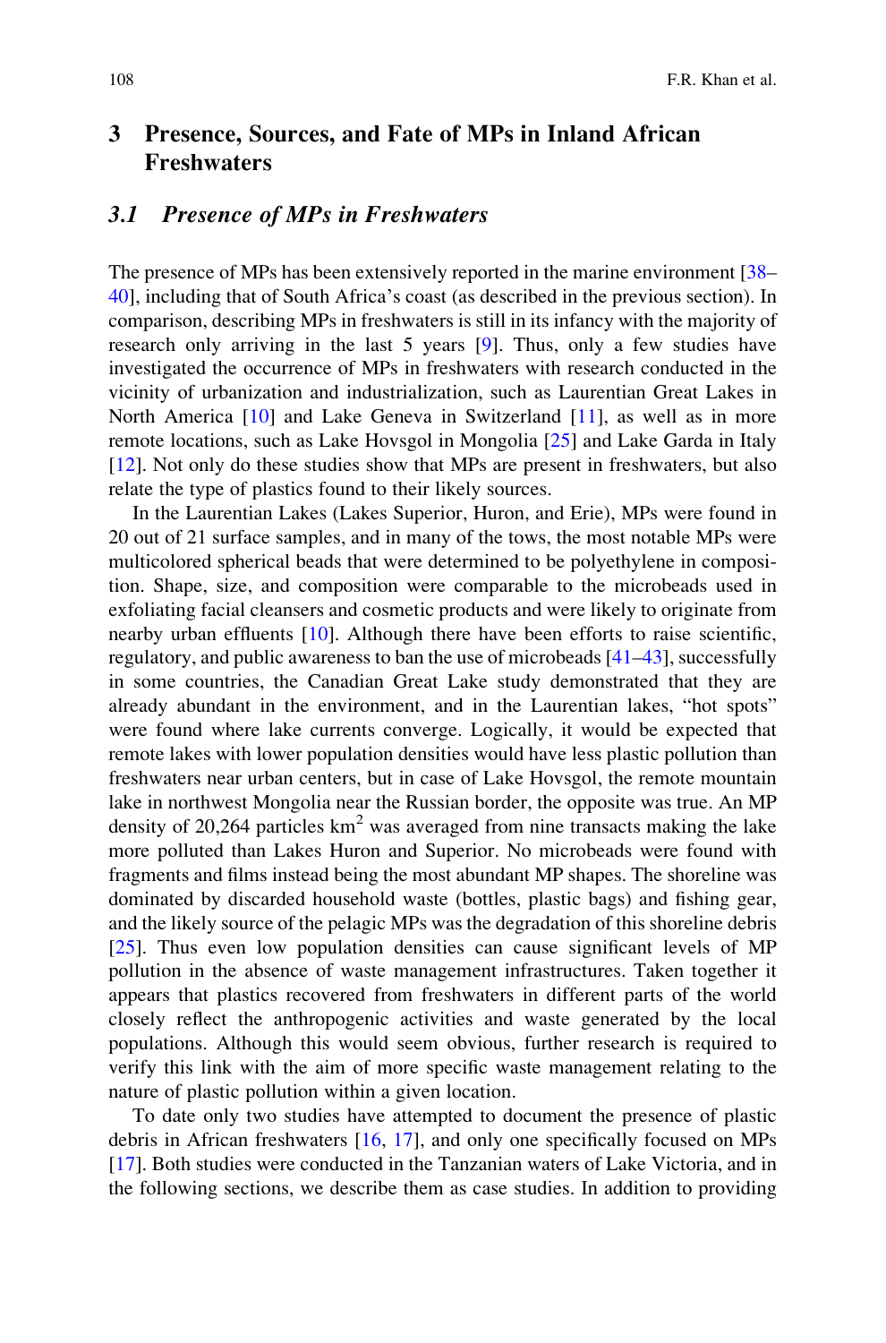## 3 Presence, Sources, and Fate of MPs in Inland African Freshwaters

### *3.1 Presence of MPs in Freshwaters*

The presence of MPs has been extensively reported in the marine environment [38–40], including that of South Africa's coast (as described in the previous section). In comparison, describing MPs in freshwaters is still in its infancy with the majority of research only arriving in the last 5 years [9]. Thus, only a few studies have investigated the occurrence of MPs in freshwaters with research conducted in the vicinity of urbanization and industrialization, such as Laurentian Great Lakes in North America [10] and Lake Geneva in Switzerland [11], as well as in more remote locations, such as Lake Hovsgol in Mongolia [25] and Lake Garda in Italy [12]. Not only do these studies show that MPs are present in freshwaters, but also relate the type of plastics found to their likely sources.

In the Laurentian Lakes (Lakes Superior, Huron, and Erie), MPs were found in 20 out of 21 surface samples, and in many of the tows, the most notable MPs were multicolored spherical beads that were determined to be polyethylene in composition. Shape, size, and composition were comparable to the microbeads used in exfoliating facial cleansers and cosmetic products and were likely to originate from nearby urban effluents [10]. Although there have been efforts to raise scientific, regulatory, and public awareness to ban the use of microbeads [41–43], successfully in some countries, the Canadian Great Lake study demonstrated that they are already abundant in the environment, and in the Laurentian lakes, "hot spots" were found where lake currents converge. Logically, it would be expected that remote lakes with lower population densities would have less plastic pollution than freshwaters near urban centers, but in case of Lake Hovsgol, the remote mountain lake in northwest Mongolia near the Russian border, the opposite was true. An MP density of 20,264 particles km$^2$ was averaged from nine transacts making the lake more polluted than Lakes Huron and Superior. No microbeads were found with fragments and films instead being the most abundant MP shapes. The shoreline was dominated by discarded household waste (bottles, plastic bags) and fishing gear, and the likely source of the pelagic MPs was the degradation of this shoreline debris [25]. Thus even low population densities can cause significant levels of MP pollution in the absence of waste management infrastructures. Taken together it appears that plastics recovered from freshwaters in different parts of the world closely reflect the anthropogenic activities and waste generated by the local populations. Although this would seem obvious, further research is required to verify this link with the aim of more specific waste management relating to the nature of plastic pollution within a given location.

To date only two studies have attempted to document the presence of plastic debris in African freshwaters [16, 17], and only one specifically focused on MPs [17]. Both studies were conducted in the Tanzanian waters of Lake Victoria, and in the following sections, we describe them as case studies. In addition to providing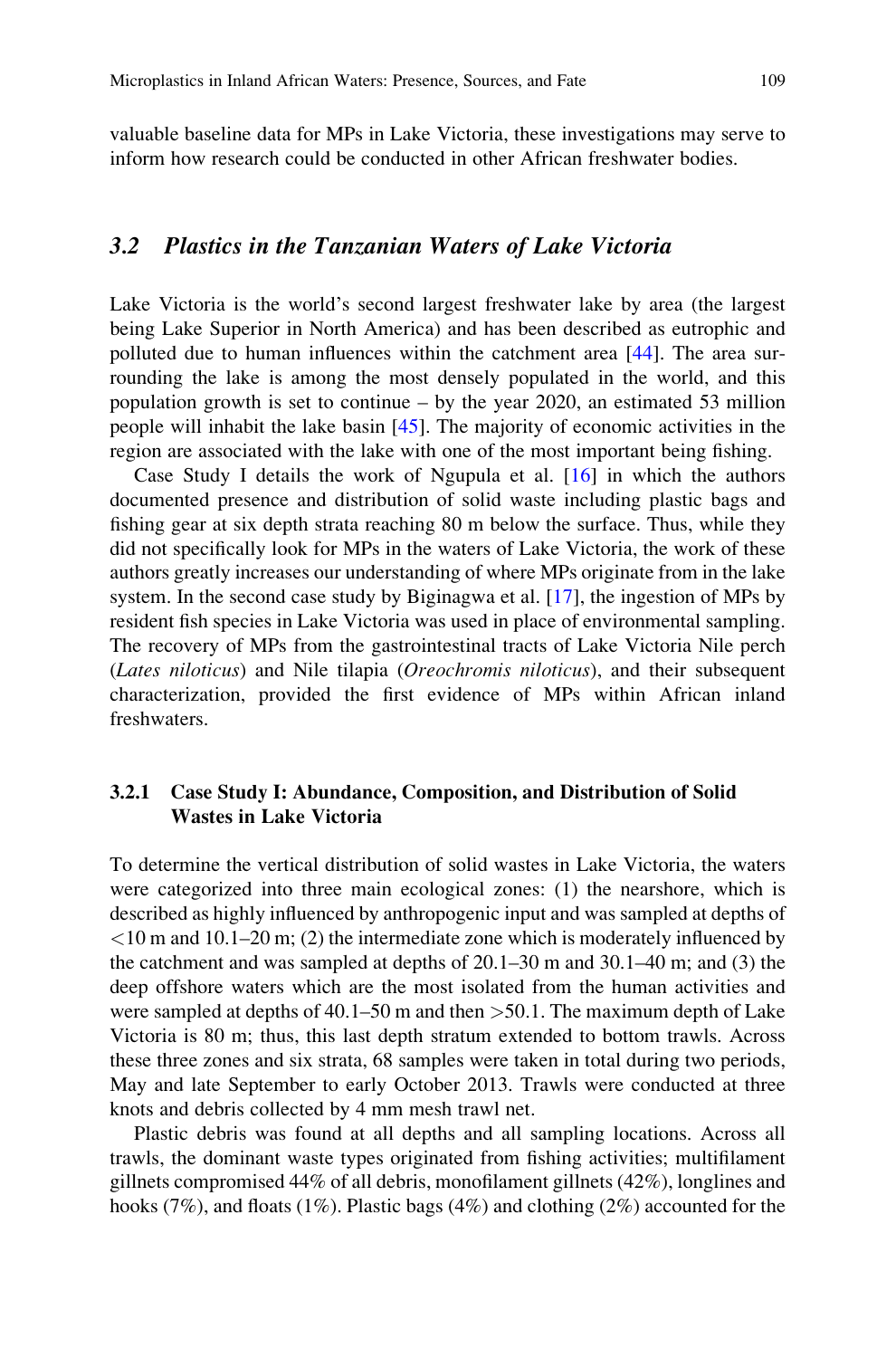valuable baseline data for MPs in Lake Victoria, these investigations may serve to inform how research could be conducted in other African freshwater bodies.

## 3.2 *Plastics in the Tanzanian Waters of Lake Victoria*

Lake Victoria is the world's second largest freshwater lake by area (the largest being Lake Superior in North America) and has been described as eutrophic and polluted due to human influences within the catchment area [44]. The area surrounding the lake is among the most densely populated in the world, and this population growth is set to continue – by the year 2020, an estimated 53 million people will inhabit the lake basin [45]. The majority of economic activities in the region are associated with the lake with one of the most important being fishing.

Case Study I details the work of Ngupula et al. [16] in which the authors documented presence and distribution of solid waste including plastic bags and fishing gear at six depth strata reaching 80 m below the surface. Thus, while they did not specifically look for MPs in the waters of Lake Victoria, the work of these authors greatly increases our understanding of where MPs originate from in the lake system. In the second case study by Biginagwa et al. [17], the ingestion of MPs by resident fish species in Lake Victoria was used in place of environmental sampling. The recovery of MPs from the gastrointestinal tracts of Lake Victoria Nile perch (*Lates niloticus*) and Nile tilapia (*Oreochromis niloticus*), and their subsequent characterization, provided the first evidence of MPs within African inland freshwaters.

### 3.2.1 Case Study I: Abundance, Composition, and Distribution of Solid Wastes in Lake Victoria

To determine the vertical distribution of solid wastes in Lake Victoria, the waters were categorized into three main ecological zones: (1) the nearshore, which is described as highly influenced by anthropogenic input and was sampled at depths of <10 m and 10.1–20 m; (2) the intermediate zone which is moderately influenced by the catchment and was sampled at depths of 20.1–30 m and 30.1–40 m; and (3) the deep offshore waters which are the most isolated from the human activities and were sampled at depths of 40.1–50 m and then >50.1. The maximum depth of Lake Victoria is 80 m; thus, this last depth stratum extended to bottom trawls. Across these three zones and six strata, 68 samples were taken in total during two periods, May and late September to early October 2013. Trawls were conducted at three knots and debris collected by 4 mm mesh trawl net.

Plastic debris was found at all depths and all sampling locations. Across all trawls, the dominant waste types originated from fishing activities; multifilament gillnets compromised 44% of all debris, monofilament gillnets (42%), longlines and hooks (7%), and floats (1%). Plastic bags (4%) and clothing (2%) accounted for the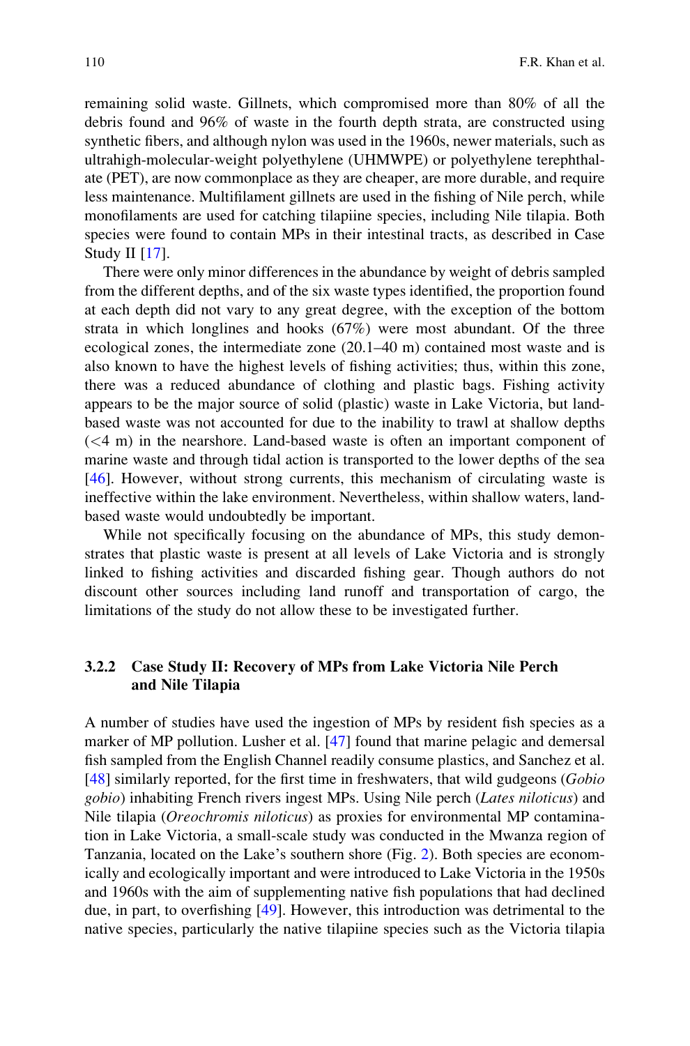remaining solid waste. Gillnets, which compromised more than 80% of all the debris found and 96% of waste in the fourth depth strata, are constructed using synthetic fibers, and although nylon was used in the 1960s, newer materials, such as ultrahigh-molecular-weight polyethylene (UHMWPE) or polyethylene terephthalate (PET), are now commonplace as they are cheaper, are more durable, and require less maintenance. Multifilament gillnets are used in the fishing of Nile perch, while monofilaments are used for catching tilapiine species, including Nile tilapia. Both species were found to contain MPs in their intestinal tracts, as described in Case Study II [17].

There were only minor differences in the abundance by weight of debris sampled from the different depths, and of the six waste types identified, the proportion found at each depth did not vary to any great extent, with the exception of the bottom strata in which longlines and hooks (67%) were most abundant. Of the three ecological zones, the intermediate zone (20.1–40 m) contained most waste and is also known to have the highest levels of fishing activities; thus, within this zone, there was a reduced abundance of clothing and plastic bags. Fishing activity appears to be the major source of solid (plastic) waste in Lake Victoria, but land-based waste was not accounted for due to the inability to trawl at shallow depths (<4 m) in the nearshore. Land-based waste is often an important component of marine waste and through tidal action is transported to the lower depths of the sea [46]. However, without strong currents, this mechanism of circulating waste is ineffective within the lake environment. Nevertheless, within shallow waters, land-based waste would undoubtedly be important.

While not specifically focusing on the abundance of MPs, this study demonstrates that plastic waste is present at all levels of Lake Victoria and is strongly linked to fishing activities and discarded fishing gear. Though authors do not discount other sources including land runoff and transportation of cargo, the limitations of the study do not allow these to be investigated further.

### 3.2.2 Case Study II: Recovery of MPs from Lake Victoria Nile Perch and Nile Tilapia

A number of studies have used the ingestion of MPs by resident fish species as a marker of MP pollution. Lusher et al. [47] found that marine pelagic and demersal fish sampled from the English Channel readily consume plastics, and Sanchez et al. [48] similarly reported, for the first time in freshwaters, that wild gudgeons (*Gobio gobio*) inhabiting French rivers ingest MPs. Using Nile perch (*Lates niloticus*) and Nile tilapia (*Oreochromis niloticus*) as proxies for environmental MP contamination in Lake Victoria, a small-scale study was conducted in the Mwanza region of Tanzania, located on the Lake's southern shore (Fig. 2). Both species are economically and ecologically important and were introduced to Lake Victoria in the 1950s and 1960s with the aim of supplementing native fish populations that had declined due, in part, to overfishing [49]. However, this introduction was detrimental to the native species, particularly the native tilapiine species such as the Victoria tilapia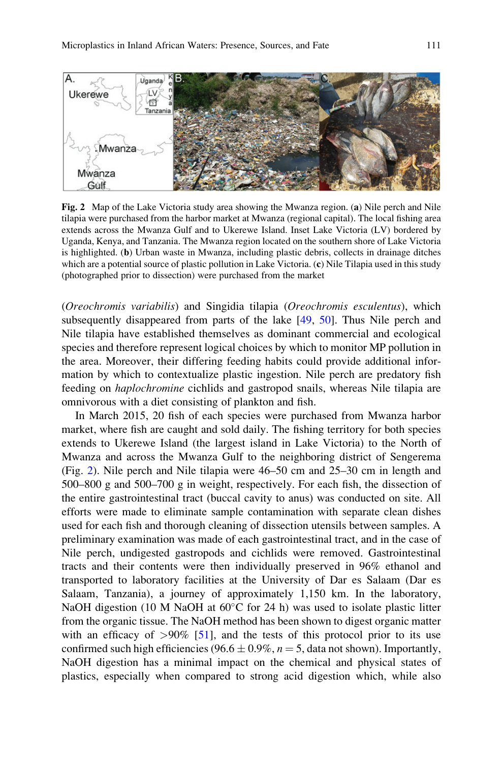A. Ukerewe Uganda LV Kenya Tanzania Mwanza Mwanza Gulf B. C.

**Fig. 2** Map of the Lake Victoria study area showing the Mwanza region. (**a**) Nile perch and Nile tilapia were purchased from the harbor market at Mwanza (regional capital). The local fishing area extends across the Mwanza Gulf and to Ukerewe Island. Inset Lake Victoria (LV) bordered by Uganda, Kenya, and Tanzania. The Mwanza region located on the southern shore of Lake Victoria is highlighted. (**b**) Urban waste in Mwanza, including plastic debris, collects in drainage ditches which are a potential source of plastic pollution in Lake Victoria. (**c**) Nile Tilapia used in this study (photographed prior to dissection) were purchased from the market

(*Oreochromis variabilis*) and Singidia tilapia (*Oreochromis esculentus*), which subsequently disappeared from parts of the lake [49, 50]. Thus Nile perch and Nile tilapia have established themselves as dominant commercial and ecological species and therefore represent logical choices by which to monitor MP pollution in the area. Moreover, their differing feeding habits could provide additional information by which to contextualize plastic ingestion. Nile perch are predatory fish feeding on *haplochromine* cichlids and gastropod snails, whereas Nile tilapia are omnivorous with a diet consisting of plankton and fish.

In March 2015, 20 fish of each species were purchased from Mwanza harbor market, where fish are caught and sold daily. The fishing territory for both species extends to Ukerewe Island (the largest island in Lake Victoria) to the North of Mwanza and across the Mwanza Gulf to the neighboring district of Sengerema (Fig. 2). Nile perch and Nile tilapia were 46–50 cm and 25–30 cm in length and 500–800 g and 500–700 g in weight, respectively. For each fish, the dissection of the entire gastrointestinal tract (buccal cavity to anus) was conducted on site. All efforts were made to eliminate sample contamination with separate clean dishes used for each fish and thorough cleaning of dissection utensils between samples. A preliminary examination was made of each gastrointestinal tract, and in the case of Nile perch, undigested gastropods and cichlids were removed. Gastrointestinal tracts and their contents were then individually preserved in 96% ethanol and transported to laboratory facilities at the University of Dar es Salaam (Dar es Salaam, Tanzania), a journey of approximately 1,150 km. In the laboratory, NaOH digestion (10 M NaOH at 60°C for 24 h) was used to isolate plastic litter from the organic tissue. The NaOH method has been shown to digest organic matter with an efficacy of >90% [51], and the tests of this protocol prior to its use confirmed such high efficiencies (96.6 ± 0.9%, $n = 5$, data not shown). Importantly, NaOH digestion has a minimal impact on the chemical and physical states of plastics, especially when compared to strong acid digestion which, while also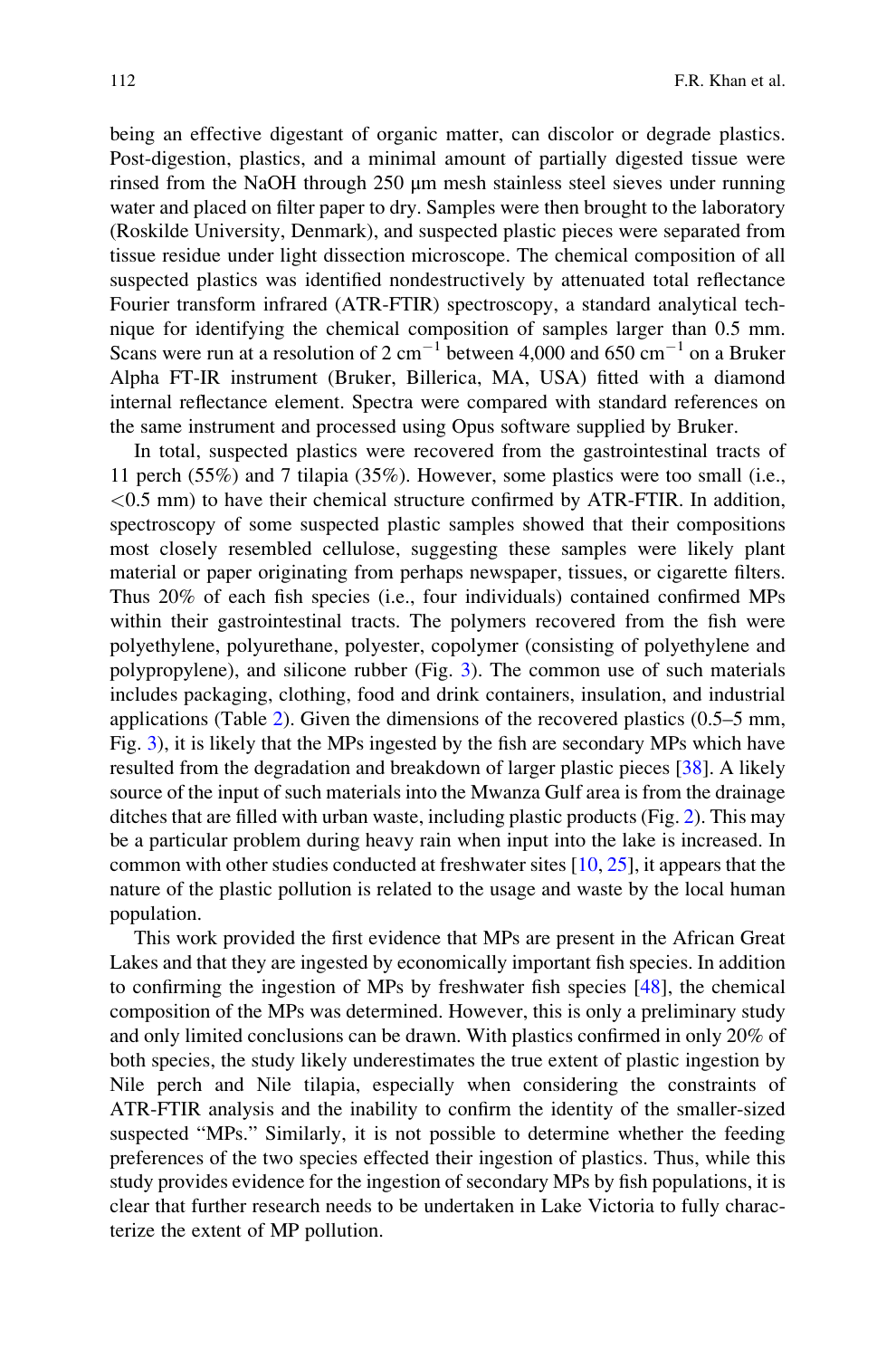being an effective digestant of organic matter, can discolor or degrade plastics. Post-digestion, plastics, and a minimal amount of partially digested tissue were rinsed from the NaOH through 250 μm mesh stainless steel sieves under running water and placed on filter paper to dry. Samples were then brought to the laboratory (Roskilde University, Denmark), and suspected plastic pieces were separated from tissue residue under light dissection microscope. The chemical composition of all suspected plastics was identified nondestructively by attenuated total reflectance Fourier transform infrared (ATR-FTIR) spectroscopy, a standard analytical technique for identifying the chemical composition of samples larger than 0.5 mm. Scans were run at a resolution of 2 $cm^{-1}$ between 4,000 and 650 $cm^{-1}$ on a Bruker Alpha FT-IR instrument (Bruker, Billerica, MA, USA) fitted with a diamond internal reflectance element. Spectra were compared with standard references on the same instrument and processed using Opus software supplied by Bruker.

In total, suspected plastics were recovered from the gastrointestinal tracts of 11 perch (55%) and 7 tilapia (35%). However, some plastics were too small (i.e., <0.5 mm) to have their chemical structure confirmed by ATR-FTIR. In addition, spectroscopy of some suspected plastic samples showed that their compositions most closely resembled cellulose, suggesting these samples were likely plant material or paper originating from perhaps newspaper, tissues, or cigarette filters. Thus 20% of each fish species (i.e., four individuals) contained confirmed MPs within their gastrointestinal tracts. The polymers recovered from the fish were polyethylene, polyurethane, polyester, copolymer (consisting of polyethylene and polypropylene), and silicone rubber (Fig. 3). The common use of such materials includes packaging, clothing, food and drink containers, insulation, and industrial applications (Table 2). Given the dimensions of the recovered plastics (0.5–5 mm, Fig. 3), it is likely that the MPs ingested by the fish are secondary MPs which have resulted from the degradation and breakdown of larger plastic pieces [38]. A likely source of the input of such materials into the Mwanza Gulf area is from the drainage ditches that are filled with urban waste, including plastic products (Fig. 2). This may be a particular problem during heavy rain when input into the lake is increased. In common with other studies conducted at freshwater sites [10, 25], it appears that the nature of the plastic pollution is related to the usage and waste by the local human population.

This work provided the first evidence that MPs are present in the African Great Lakes and that they are ingested by economically important fish species. In addition to confirming the ingestion of MPs by freshwater fish species [48], the chemical composition of the MPs was determined. However, this is only a preliminary study and only limited conclusions can be drawn. With plastics confirmed in only 20% of both species, the study likely underestimates the true extent of plastic ingestion by Nile perch and Nile tilapia, especially when considering the constraints of ATR-FTIR analysis and the inability to confirm the identity of the smaller-sized suspected "MPs." Similarly, it is not possible to determine whether the feeding preferences of the two species effected their ingestion of plastics. Thus, while this study provides evidence for the ingestion of secondary MPs by fish populations, it is clear that further research needs to be undertaken in Lake Victoria to fully characterize the extent of MP pollution.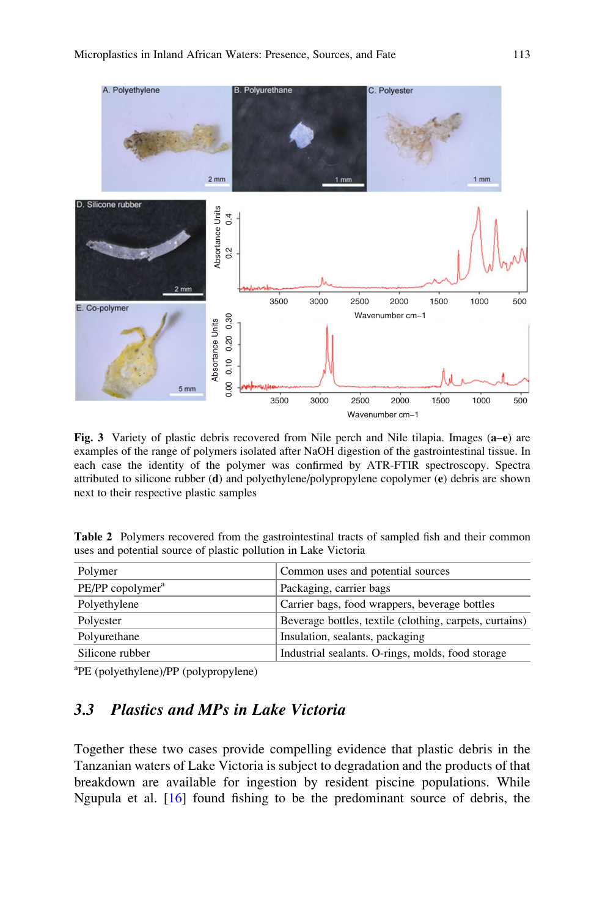Fig. 3 Variety of plastic debris recovered from Nile perch and Nile tilapia. Images (**a**–**e**) are examples of the range of polymers isolated after NaOH digestion of the gastrointestinal tissue. In each case the identity of the polymer was confirmed by ATR-FTIR spectroscopy. Spectra attributed to silicone rubber (**d**) and polyethylene/polypropylene copolymer (**e**) debris are shown next to their respective plastic samples

**Table 2** Polymers recovered from the gastrointestinal tracts of sampled fish and their common uses and potential source of plastic pollution in Lake Victoria

| Polymer | Common uses and potential sources |
|---|---|
| PE/PP copolymer[a] | Packaging, carrier bags |
| Polyethylene | Carrier bags, food wrappers, beverage bottles |
| Polyester | Beverage bottles, textile (clothing, carpets, curtains) |
| Polyurethane | Insulation, sealants, packaging |
| Silicone rubber | Industrial sealants. O-rings, molds, food storage |

[a]PE (polyethylene)/PP (polypropylene)

## 3.3 Plastics and MPs in Lake Victoria

Together these two cases provide compelling evidence that plastic debris in the Tanzanian waters of Lake Victoria is subject to degradation and the products of that breakdown are available for ingestion by resident piscine populations. While Ngupula et al. [16] found fishing to be the predominant source of debris, the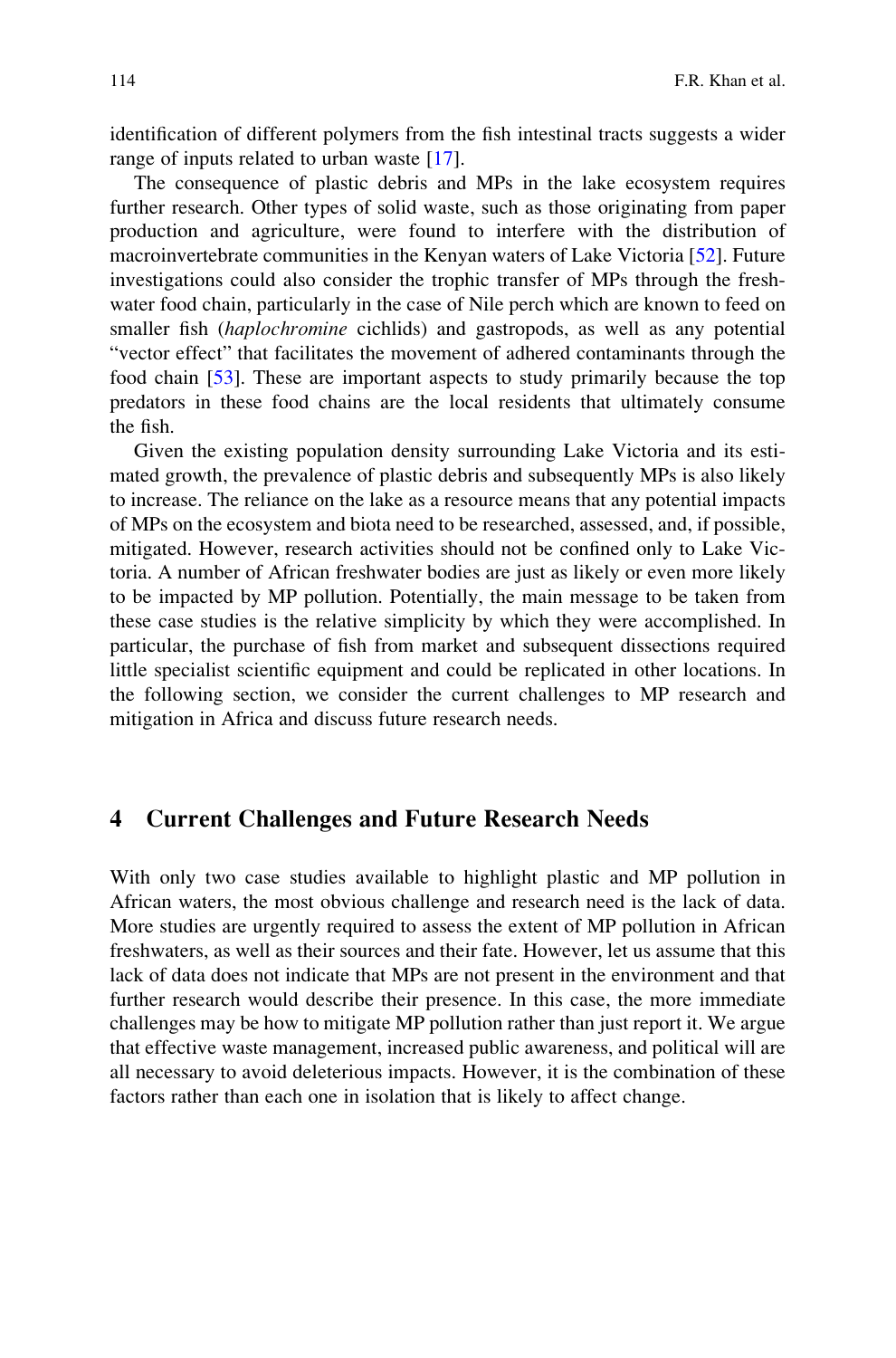identification of different polymers from the fish intestinal tracts suggests a wider range of inputs related to urban waste [17].

The consequence of plastic debris and MPs in the lake ecosystem requires further research. Other types of solid waste, such as those originating from paper production and agriculture, were found to interfere with the distribution of macroinvertebrate communities in the Kenyan waters of Lake Victoria [52]. Future investigations could also consider the trophic transfer of MPs through the freshwater food chain, particularly in the case of Nile perch which are known to feed on smaller fish (*haplochromine* cichlids) and gastropods, as well as any potential "vector effect" that facilitates the movement of adhered contaminants through the food chain [53]. These are important aspects to study primarily because the top predators in these food chains are the local residents that ultimately consume the fish.

Given the existing population density surrounding Lake Victoria and its estimated growth, the prevalence of plastic debris and subsequently MPs is also likely to increase. The reliance on the lake as a resource means that any potential impacts of MPs on the ecosystem and biota need to be researched, assessed, and, if possible, mitigated. However, research activities should not be confined only to Lake Victoria. A number of African freshwater bodies are just as likely or even more likely to be impacted by MP pollution. Potentially, the main message to be taken from these case studies is the relative simplicity by which they were accomplished. In particular, the purchase of fish from market and subsequent dissections required little specialist scientific equipment and could be replicated in other locations. In the following section, we consider the current challenges to MP research and mitigation in Africa and discuss future research needs.

## 4 Current Challenges and Future Research Needs

With only two case studies available to highlight plastic and MP pollution in African waters, the most obvious challenge and research need is the lack of data. More studies are urgently required to assess the extent of MP pollution in African freshwaters, as well as their sources and their fate. However, let us assume that this lack of data does not indicate that MPs are not present in the environment and that further research would describe their presence. In this case, the more immediate challenges may be how to mitigate MP pollution rather than just report it. We argue that effective waste management, increased public awareness, and political will are all necessary to avoid deleterious impacts. However, it is the combination of these factors rather than each one in isolation that is likely to affect change.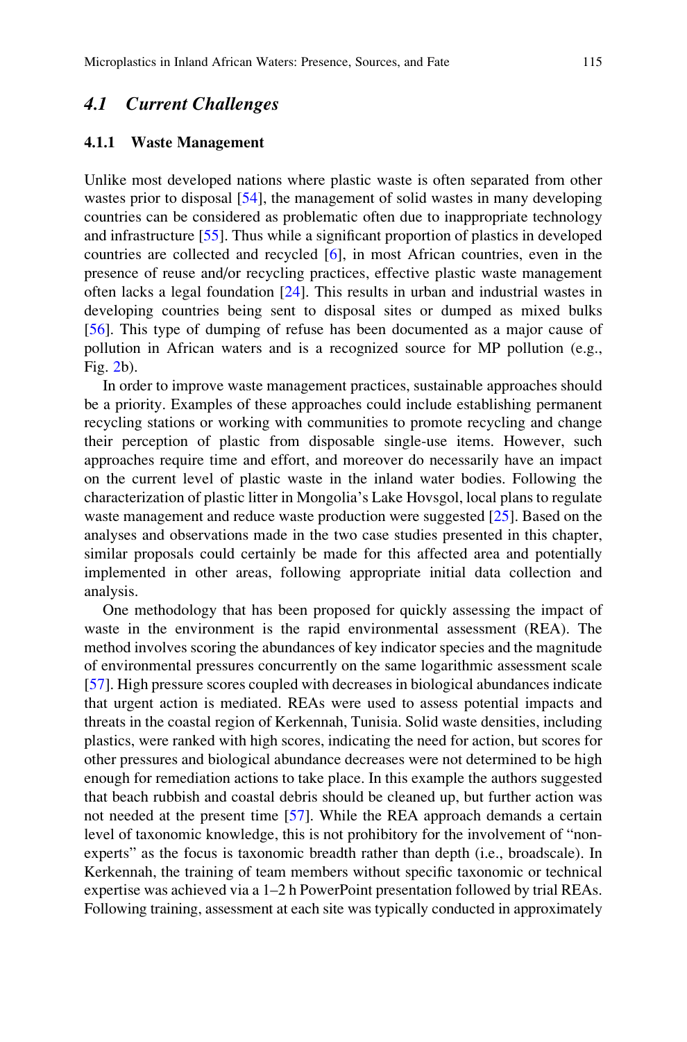## 4.1 *Current Challenges*

### 4.1.1 Waste Management

Unlike most developed nations where plastic waste is often separated from other wastes prior to disposal [54], the management of solid wastes in many developing countries can be considered as problematic often due to inappropriate technology and infrastructure [55]. Thus while a significant proportion of plastics in developed countries are collected and recycled [6], in most African countries, even in the presence of reuse and/or recycling practices, effective plastic waste management often lacks a legal foundation [24]. This results in urban and industrial wastes in developing countries being sent to disposal sites or dumped as mixed bulks [56]. This type of dumping of refuse has been documented as a major cause of pollution in African waters and is a recognized source for MP pollution (e.g., Fig. 2b).

In order to improve waste management practices, sustainable approaches should be a priority. Examples of these approaches could include establishing permanent recycling stations or working with communities to promote recycling and change their perception of plastic from disposable single-use items. However, such approaches require time and effort, and moreover do necessarily have an impact on the current level of plastic waste in the inland water bodies. Following the characterization of plastic litter in Mongolia's Lake Hovsgol, local plans to regulate waste management and reduce waste production were suggested [25]. Based on the analyses and observations made in the two case studies presented in this chapter, similar proposals could certainly be made for this affected area and potentially implemented in other areas, following appropriate initial data collection and analysis.

One methodology that has been proposed for quickly assessing the impact of waste in the environment is the rapid environmental assessment (REA). The method involves scoring the abundances of key indicator species and the magnitude of environmental pressures concurrently on the same logarithmic assessment scale [57]. High pressure scores coupled with decreases in biological abundances indicate that urgent action is mediated. REAs were used to assess potential impacts and threats in the coastal region of Kerkennah, Tunisia. Solid waste densities, including plastics, were ranked with high scores, indicating the need for action, but scores for other pressures and biological abundance decreases were not determined to be high enough for remediation actions to take place. In this example the authors suggested that beach rubbish and coastal debris should be cleaned up, but further action was not needed at the present time [57]. While the REA approach demands a certain level of taxonomic knowledge, this is not prohibitory for the involvement of "non-experts" as the focus is taxonomic breadth rather than depth (i.e., broadscale). In Kerkennah, the training of team members without specific taxonomic or technical expertise was achieved via a 1–2 h PowerPoint presentation followed by trial REAs. Following training, assessment at each site was typically conducted in approximately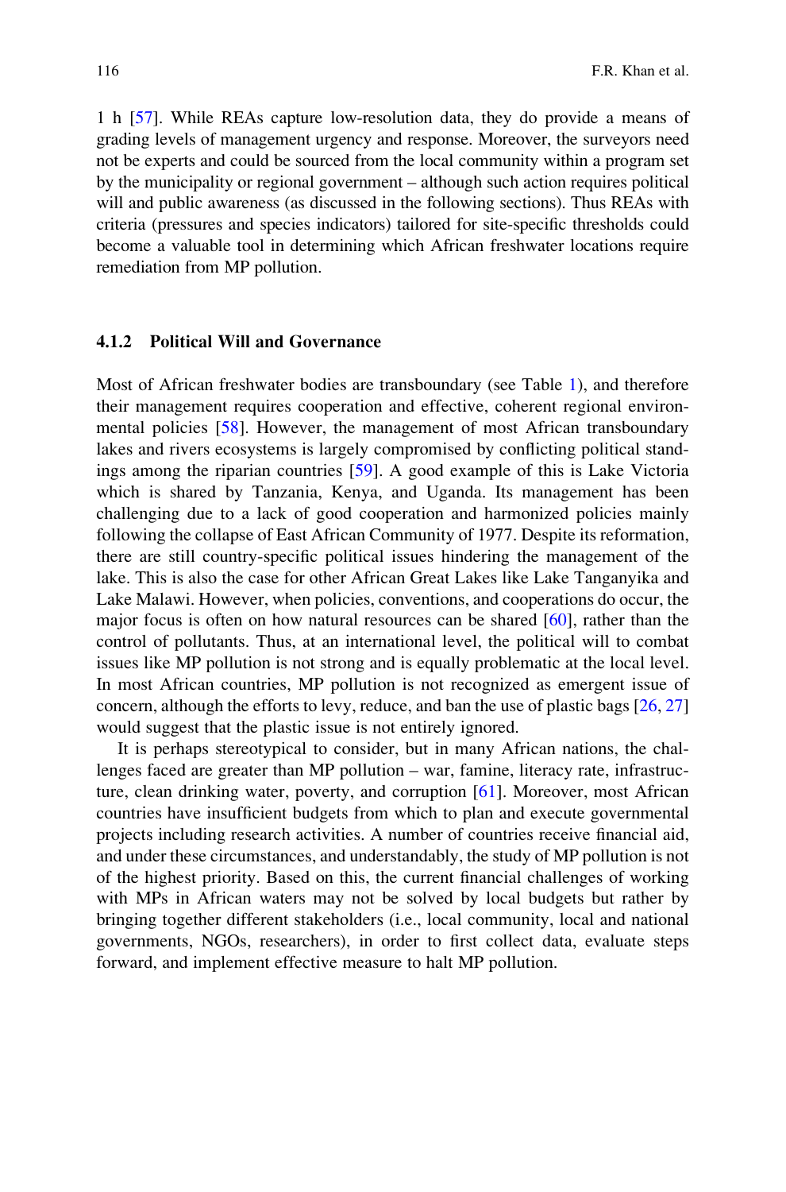1 h [57]. While REAs capture low-resolution data, they do provide a means of grading levels of management urgency and response. Moreover, the surveyors need not be experts and could be sourced from the local community within a program set by the municipality or regional government – although such action requires political will and public awareness (as discussed in the following sections). Thus REAs with criteria (pressures and species indicators) tailored for site-specific thresholds could become a valuable tool in determining which African freshwater locations require remediation from MP pollution.

### 4.1.2 Political Will and Governance

Most of African freshwater bodies are transboundary (see Table 1), and therefore their management requires cooperation and effective, coherent regional environmental policies [58]. However, the management of most African transboundary lakes and rivers ecosystems is largely compromised by conflicting political standings among the riparian countries [59]. A good example of this is Lake Victoria which is shared by Tanzania, Kenya, and Uganda. Its management has been challenging due to a lack of good cooperation and harmonized policies mainly following the collapse of East African Community of 1977. Despite its reformation, there are still country-specific political issues hindering the management of the lake. This is also the case for other African Great Lakes like Lake Tanganyika and Lake Malawi. However, when policies, conventions, and cooperations do occur, the major focus is often on how natural resources can be shared [60], rather than the control of pollutants. Thus, at an international level, the political will to combat issues like MP pollution is not strong and is equally problematic at the local level. In most African countries, MP pollution is not recognized as emergent issue of concern, although the efforts to levy, reduce, and ban the use of plastic bags [26, 27] would suggest that the plastic issue is not entirely ignored.

It is perhaps stereotypical to consider, but in many African nations, the challenges faced are greater than MP pollution – war, famine, literacy rate, infrastructure, clean drinking water, poverty, and corruption [61]. Moreover, most African countries have insufficient budgets from which to plan and execute governmental projects including research activities. A number of countries receive financial aid, and under these circumstances, and understandably, the study of MP pollution is not of the highest priority. Based on this, the current financial challenges of working with MPs in African waters may not be solved by local budgets but rather by bringing together different stakeholders (i.e., local community, local and national governments, NGOs, researchers), in order to first collect data, evaluate steps forward, and implement effective measure to halt MP pollution.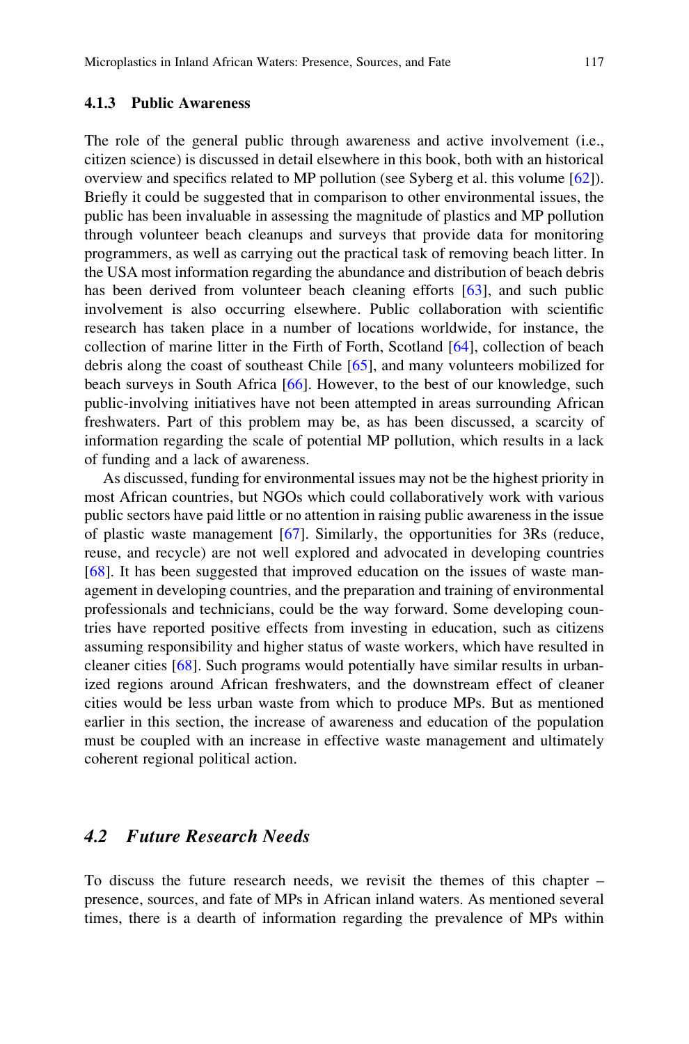### 4.1.3 Public Awareness

The role of the general public through awareness and active involvement (i.e., citizen science) is discussed in detail elsewhere in this book, both with an historical overview and specifics related to MP pollution (see Syberg et al. this volume [62]). Briefly it could be suggested that in comparison to other environmental issues, the public has been invaluable in assessing the magnitude of plastics and MP pollution through volunteer beach cleanups and surveys that provide data for monitoring programmers, as well as carrying out the practical task of removing beach litter. In the USA most information regarding the abundance and distribution of beach debris has been derived from volunteer beach cleaning efforts [63], and such public involvement is also occurring elsewhere. Public collaboration with scientific research has taken place in a number of locations worldwide, for instance, the collection of marine litter in the Firth of Forth, Scotland [64], collection of beach debris along the coast of southeast Chile [65], and many volunteers mobilized for beach surveys in South Africa [66]. However, to the best of our knowledge, such public-involving initiatives have not been attempted in areas surrounding African freshwaters. Part of this problem may be, as has been discussed, a scarcity of information regarding the scale of potential MP pollution, which results in a lack of funding and a lack of awareness.

As discussed, funding for environmental issues may not be the highest priority in most African countries, but NGOs which could collaboratively work with various public sectors have paid little or no attention in raising public awareness in the issue of plastic waste management [67]. Similarly, the opportunities for 3Rs (reduce, reuse, and recycle) are not well explored and advocated in developing countries [68]. It has been suggested that improved education on the issues of waste management in developing countries, and the preparation and training of environmental professionals and technicians, could be the way forward. Some developing countries have reported positive effects from investing in education, such as citizens assuming responsibility and higher status of waste workers, which have resulted in cleaner cities [68]. Such programs would potentially have similar results in urbanized regions around African freshwaters, and the downstream effect of cleaner cities would be less urban waste from which to produce MPs. But as mentioned earlier in this section, the increase of awareness and education of the population must be coupled with an increase in effective waste management and ultimately coherent regional political action.

## *4.2 Future Research Needs*

To discuss the future research needs, we revisit the themes of this chapter – presence, sources, and fate of MPs in African inland waters. As mentioned several times, there is a dearth of information regarding the prevalence of MPs within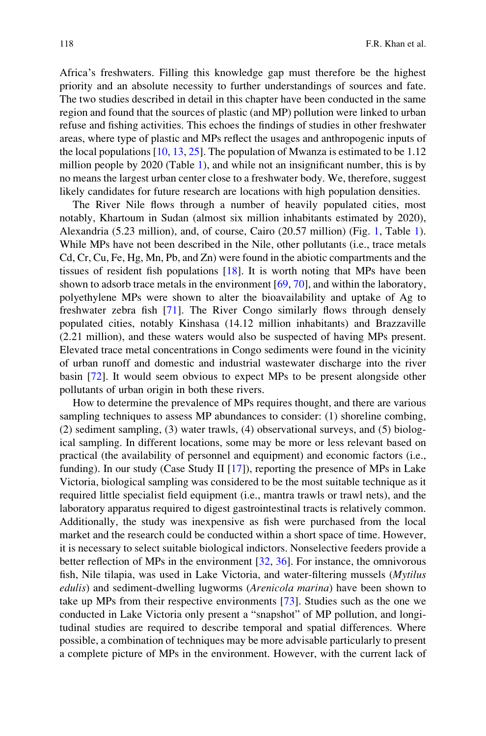Africa's freshwaters. Filling this knowledge gap must therefore be the highest priority and an absolute necessity to further understandings of sources and fate. The two studies described in detail in this chapter have been conducted in the same region and found that the sources of plastic (and MP) pollution were linked to urban refuse and fishing activities. This echoes the findings of studies in other freshwater areas, where type of plastic and MPs reflect the usages and anthropogenic inputs of the local populations [10, 13, 25]. The population of Mwanza is estimated to be 1.12 million people by 2020 (Table 1), and while not an insignificant number, this is by no means the largest urban center close to a freshwater body. We, therefore, suggest likely candidates for future research are locations with high population densities.

The River Nile flows through a number of heavily populated cities, most notably, Khartoum in Sudan (almost six million inhabitants estimated by 2020), Alexandria (5.23 million), and, of course, Cairo (20.57 million) (Fig. 1, Table 1). While MPs have not been described in the Nile, other pollutants (i.e., trace metals Cd, Cr, Cu, Fe, Hg, Mn, Pb, and Zn) were found in the abiotic compartments and the tissues of resident fish populations [18]. It is worth noting that MPs have been shown to adsorb trace metals in the environment [69, 70], and within the laboratory, polyethylene MPs were shown to alter the bioavailability and uptake of Ag to freshwater zebra fish [71]. The River Congo similarly flows through densely populated cities, notably Kinshasa (14.12 million inhabitants) and Brazzaville (2.21 million), and these waters would also be suspected of having MPs present. Elevated trace metal concentrations in Congo sediments were found in the vicinity of urban runoff and domestic and industrial wastewater discharge into the river basin [72]. It would seem obvious to expect MPs to be present alongside other pollutants of urban origin in both these rivers.

How to determine the prevalence of MPs requires thought, and there are various sampling techniques to assess MP abundances to consider: (1) shoreline combing, (2) sediment sampling, (3) water trawls, (4) observational surveys, and (5) biological sampling. In different locations, some may be more or less relevant based on practical (the availability of personnel and equipment) and economic factors (i.e., funding). In our study (Case Study II [17]), reporting the presence of MPs in Lake Victoria, biological sampling was considered to be the most suitable technique as it required little specialist field equipment (i.e., mantra trawls or trawl nets), and the laboratory apparatus required to digest gastrointestinal tracts is relatively common. Additionally, the study was inexpensive as fish were purchased from the local market and the research could be conducted within a short space of time. However, it is necessary to select suitable biological indictors. Nonselective feeders provide a better reflection of MPs in the environment [32, 36]. For instance, the omnivorous fish, Nile tilapia, was used in Lake Victoria, and water-filtering mussels (*Mytilus edulis*) and sediment-dwelling lugworms (*Arenicola marina*) have been shown to take up MPs from their respective environments [73]. Studies such as the one we conducted in Lake Victoria only present a "snapshot" of MP pollution, and longitudinal studies are required to describe temporal and spatial differences. Where possible, a combination of techniques may be more advisable particularly to present a complete picture of MPs in the environment. However, with the current lack of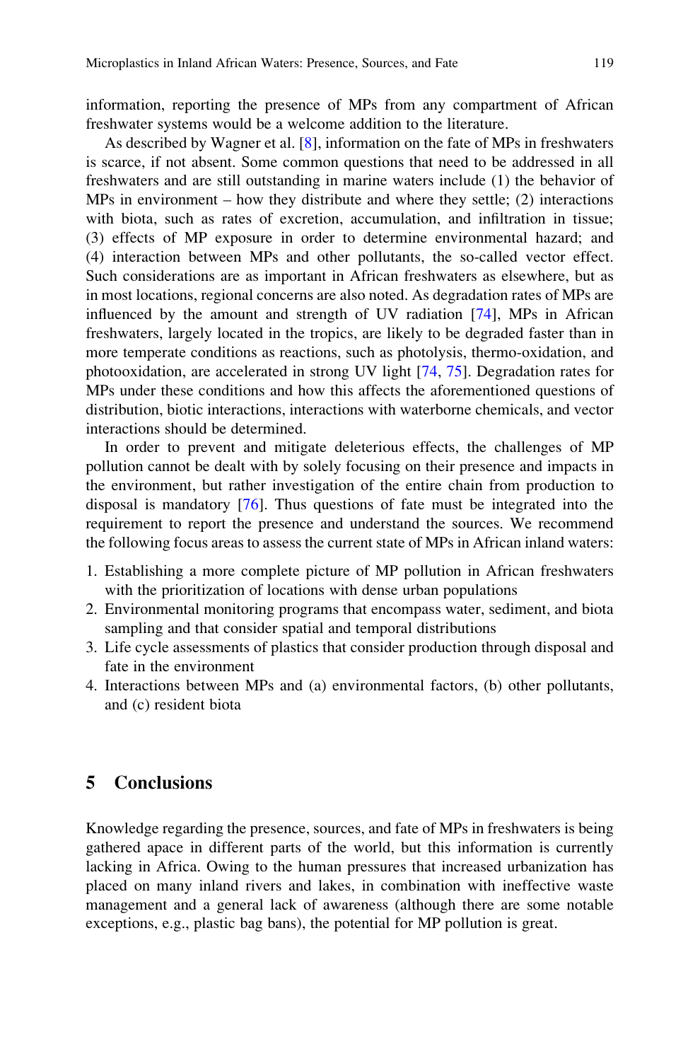information, reporting the presence of MPs from any compartment of African freshwater systems would be a welcome addition to the literature.

As described by Wagner et al. [8], information on the fate of MPs in freshwaters is scarce, if not absent. Some common questions that need to be addressed in all freshwaters and are still outstanding in marine waters include (1) the behavior of MPs in environment – how they distribute and where they settle; (2) interactions with biota, such as rates of excretion, accumulation, and infiltration in tissue; (3) effects of MP exposure in order to determine environmental hazard; and (4) interaction between MPs and other pollutants, the so-called vector effect. Such considerations are as important in African freshwaters as elsewhere, but as in most locations, regional concerns are also noted. As degradation rates of MPs are influenced by the amount and strength of UV radiation [74], MPs in African freshwaters, largely located in the tropics, are likely to be degraded faster than in more temperate conditions as reactions, such as photolysis, thermo-oxidation, and photooxidation, are accelerated in strong UV light [74, 75]. Degradation rates for MPs under these conditions and how this affects the aforementioned questions of distribution, biotic interactions, interactions with waterborne chemicals, and vector interactions should be determined.

In order to prevent and mitigate deleterious effects, the challenges of MP pollution cannot be dealt with by solely focusing on their presence and impacts in the environment, but rather investigation of the entire chain from production to disposal is mandatory [76]. Thus questions of fate must be integrated into the requirement to report the presence and understand the sources. We recommend the following focus areas to assess the current state of MPs in African inland waters:

1. Establishing a more complete picture of MP pollution in African freshwaters with the prioritization of locations with dense urban populations
2. Environmental monitoring programs that encompass water, sediment, and biota sampling and that consider spatial and temporal distributions
3. Life cycle assessments of plastics that consider production through disposal and fate in the environment
4. Interactions between MPs and (a) environmental factors, (b) other pollutants, and (c) resident biota

## 5 Conclusions

Knowledge regarding the presence, sources, and fate of MPs in freshwaters is being gathered apace in different parts of the world, but this information is currently lacking in Africa. Owing to the human pressures that increased urbanization has placed on many inland rivers and lakes, in combination with ineffective waste management and a general lack of awareness (although there are some notable exceptions, e.g., plastic bag bans), the potential for MP pollution is great.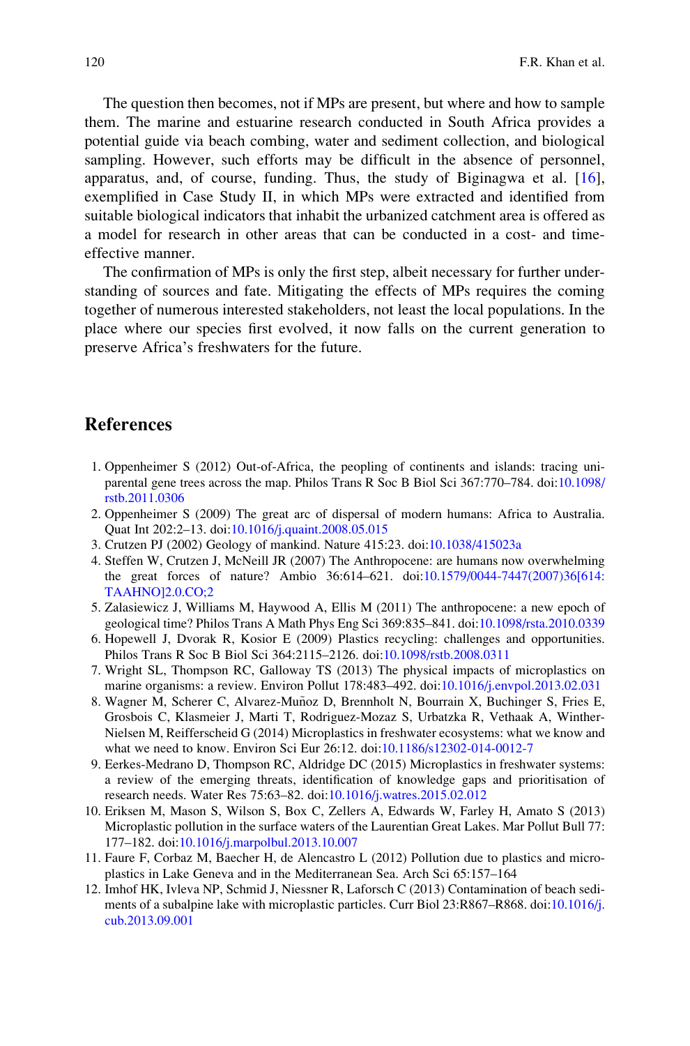The question then becomes, not if MPs are present, but where and how to sample them. The marine and estuarine research conducted in South Africa provides a potential guide via beach combing, water and sediment collection, and biological sampling. However, such efforts may be difficult in the absence of personnel, apparatus, and, of course, funding. Thus, the study of Biginagwa et al. [16], exemplified in Case Study II, in which MPs were extracted and identified from suitable biological indicators that inhabit the urbanized catchment area is offered as a model for research in other areas that can be conducted in a cost- and time-effective manner.

The confirmation of MPs is only the first step, albeit necessary for further understanding of sources and fate. Mitigating the effects of MPs requires the coming together of numerous interested stakeholders, not least the local populations. In the place where our species first evolved, it now falls on the current generation to preserve Africa's freshwaters for the future.

## References

1. Oppenheimer S (2012) Out-of-Africa, the peopling of continents and islands: tracing uniparental gene trees across the map. Philos Trans R Soc B Biol Sci 367:770–784. doi:10.1098/rstb.2011.0306
2. Oppenheimer S (2009) The great arc of dispersal of modern humans: Africa to Australia. Quat Int 202:2–13. doi:10.1016/j.quaint.2008.05.015
3. Crutzen PJ (2002) Geology of mankind. Nature 415:23. doi:10.1038/415023a
4. Steffen W, Crutzen J, McNeill JR (2007) The Anthropocene: are humans now overwhelming the great forces of nature? Ambio 36:614–621. doi:10.1579/0044-7447(2007)36[614:TAAHNO]2.0.CO;2
5. Zalasiewicz J, Williams M, Haywood A, Ellis M (2011) The anthropocene: a new epoch of geological time? Philos Trans A Math Phys Eng Sci 369:835–841. doi:10.1098/rsta.2010.0339
6. Hopewell J, Dvorak R, Kosior E (2009) Plastics recycling: challenges and opportunities. Philos Trans R Soc B Biol Sci 364:2115–2126. doi:10.1098/rstb.2008.0311
7. Wright SL, Thompson RC, Galloway TS (2013) The physical impacts of microplastics on marine organisms: a review. Environ Pollut 178:483–492. doi:10.1016/j.envpol.2013.02.031
8. Wagner M, Scherer C, Alvarez-Muñoz D, Brennholt N, Bourrain X, Buchinger S, Fries E, Grosbois C, Klasmeier J, Marti T, Rodriguez-Mozaz S, Urbatzka R, Vethaak A, Winther-Nielsen M, Reifferscheid G (2014) Microplastics in freshwater ecosystems: what we know and what we need to know. Environ Sci Eur 26:12. doi:10.1186/s12302-014-0012-7
9. Eerkes-Medrano D, Thompson RC, Aldridge DC (2015) Microplastics in freshwater systems: a review of the emerging threats, identification of knowledge gaps and prioritisation of research needs. Water Res 75:63–82. doi:10.1016/j.watres.2015.02.012
10. Eriksen M, Mason S, Wilson S, Box C, Zellers A, Edwards W, Farley H, Amato S (2013) Microplastic pollution in the surface waters of the Laurentian Great Lakes. Mar Pollut Bull 77:177–182. doi:10.1016/j.marpolbul.2013.10.007
11. Faure F, Corbaz M, Baecher H, de Alencastro L (2012) Pollution due to plastics and microplastics in Lake Geneva and in the Mediterranean Sea. Arch Sci 65:157–164
12. Imhof HK, Ivleva NP, Schmid J, Niessner R, Laforsch C (2013) Contamination of beach sediments of a subalpine lake with microplastic particles. Curr Biol 23:R867–R868. doi:10.1016/j.cub.2013.09.001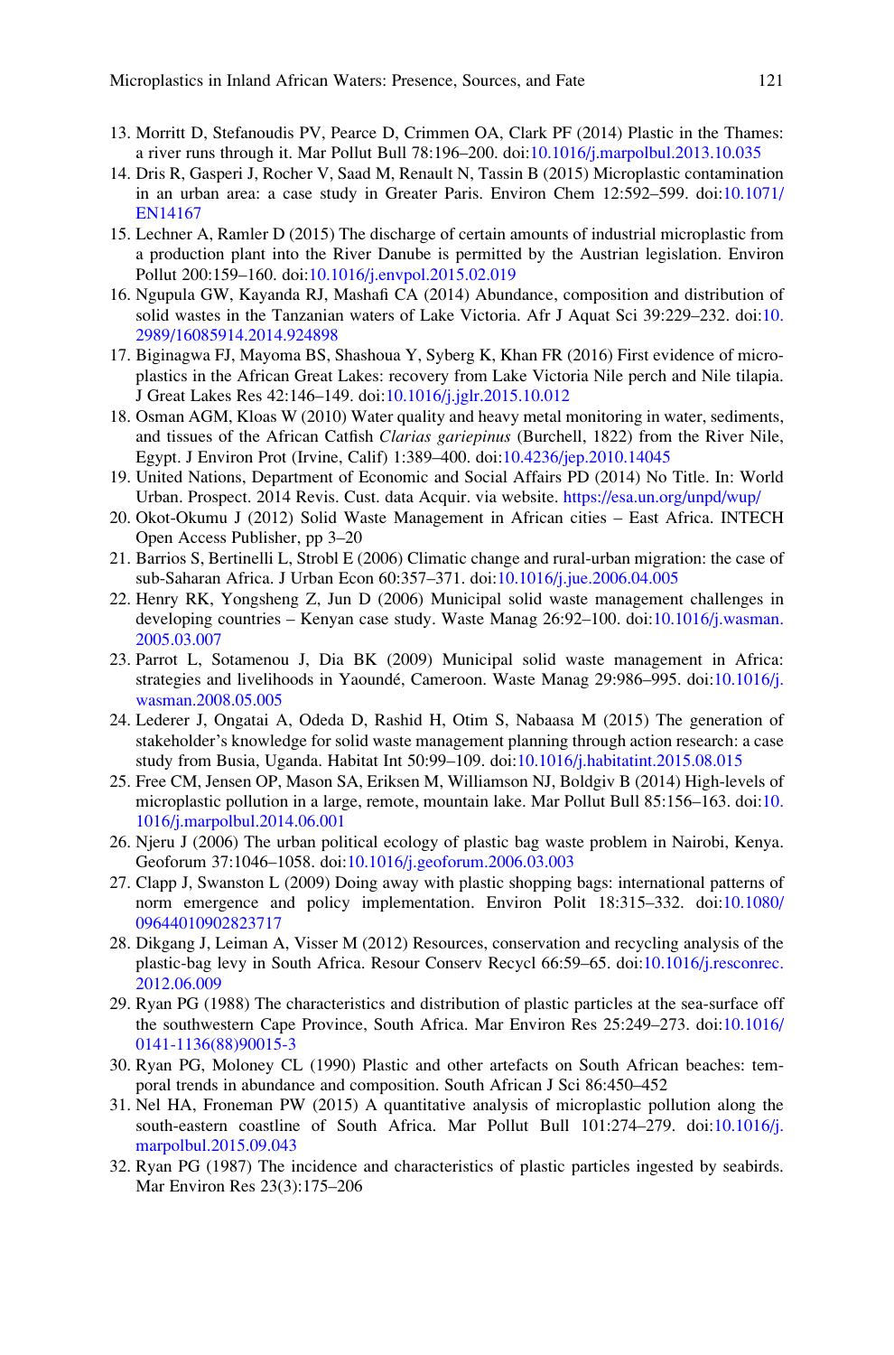13. Morritt D, Stefanoudis PV, Pearce D, Crimmen OA, Clark PF (2014) Plastic in the Thames: a river runs through it. Mar Pollut Bull 78:196–200. doi:10.1016/j.marpolbul.2013.10.035
14. Dris R, Gasperi J, Rocher V, Saad M, Renault N, Tassin B (2015) Microplastic contamination in an urban area: a case study in Greater Paris. Environ Chem 12:592–599. doi:10.1071/EN14167
15. Lechner A, Ramler D (2015) The discharge of certain amounts of industrial microplastic from a production plant into the River Danube is permitted by the Austrian legislation. Environ Pollut 200:159–160. doi:10.1016/j.envpol.2015.02.019
16. Ngupula GW, Kayanda RJ, Mashafi CA (2014) Abundance, composition and distribution of solid wastes in the Tanzanian waters of Lake Victoria. Afr J Aquat Sci 39:229–232. doi:10.2989/16085914.2014.924898
17. Biginagwa FJ, Mayoma BS, Shashoua Y, Syberg K, Khan FR (2016) First evidence of microplastics in the African Great Lakes: recovery from Lake Victoria Nile perch and Nile tilapia. J Great Lakes Res 42:146–149. doi:10.1016/j.jglr.2015.10.012
18. Osman AGM, Kloas W (2010) Water quality and heavy metal monitoring in water, sediments, and tissues of the African Catfish *Clarias gariepinus* (Burchell, 1822) from the River Nile, Egypt. J Environ Prot (Irvine, Calif) 1:389–400. doi:10.4236/jep.2010.14045
19. United Nations, Department of Economic and Social Affairs PD (2014) No Title. In: World Urban. Prospect. 2014 Revis. Cust. data Acquir. via website. https://esa.un.org/unpd/wup/
20. Okot-Okumu J (2012) Solid Waste Management in African cities – East Africa. INTECH Open Access Publisher, pp 3–20
21. Barrios S, Bertinelli L, Strobl E (2006) Climatic change and rural-urban migration: the case of sub-Saharan Africa. J Urban Econ 60:357–371. doi:10.1016/j.jue.2006.04.005
22. Henry RK, Yongsheng Z, Jun D (2006) Municipal solid waste management challenges in developing countries – Kenyan case study. Waste Manag 26:92–100. doi:10.1016/j.wasman.2005.03.007
23. Parrot L, Sotamenou J, Dia BK (2009) Municipal solid waste management in Africa: strategies and livelihoods in Yaoundé, Cameroon. Waste Manag 29:986–995. doi:10.1016/j.wasman.2008.05.005
24. Lederer J, Ongatai A, Odeda D, Rashid H, Otim S, Nabaasa M (2015) The generation of stakeholder's knowledge for solid waste management planning through action research: a case study from Busia, Uganda. Habitat Int 50:99–109. doi:10.1016/j.habitatint.2015.08.015
25. Free CM, Jensen OP, Mason SA, Eriksen M, Williamson NJ, Boldgiv B (2014) High-levels of microplastic pollution in a large, remote, mountain lake. Mar Pollut Bull 85:156–163. doi:10.1016/j.marpolbul.2014.06.001
26. Njeru J (2006) The urban political ecology of plastic bag waste problem in Nairobi, Kenya. Geoforum 37:1046–1058. doi:10.1016/j.geoforum.2006.03.003
27. Clapp J, Swanston L (2009) Doing away with plastic shopping bags: international patterns of norm emergence and policy implementation. Environ Polit 18:315–332. doi:10.1080/09644010902823717
28. Dikgang J, Leiman A, Visser M (2012) Resources, conservation and recycling analysis of the plastic-bag levy in South Africa. Resour Conserv Recycl 66:59–65. doi:10.1016/j.resconrec.2012.06.009
29. Ryan PG (1988) The characteristics and distribution of plastic particles at the sea-surface off the southwestern Cape Province, South Africa. Mar Environ Res 25:249–273. doi:10.1016/0141-1136(88)90015-3
30. Ryan PG, Moloney CL (1990) Plastic and other artefacts on South African beaches: temporal trends in abundance and composition. South African J Sci 86:450–452
31. Nel HA, Froneman PW (2015) A quantitative analysis of microplastic pollution along the south-eastern coastline of South Africa. Mar Pollut Bull 101:274–279. doi:10.1016/j.marpolbul.2015.09.043
32. Ryan PG (1987) The incidence and characteristics of plastic particles ingested by seabirds. Mar Environ Res 23(3):175–206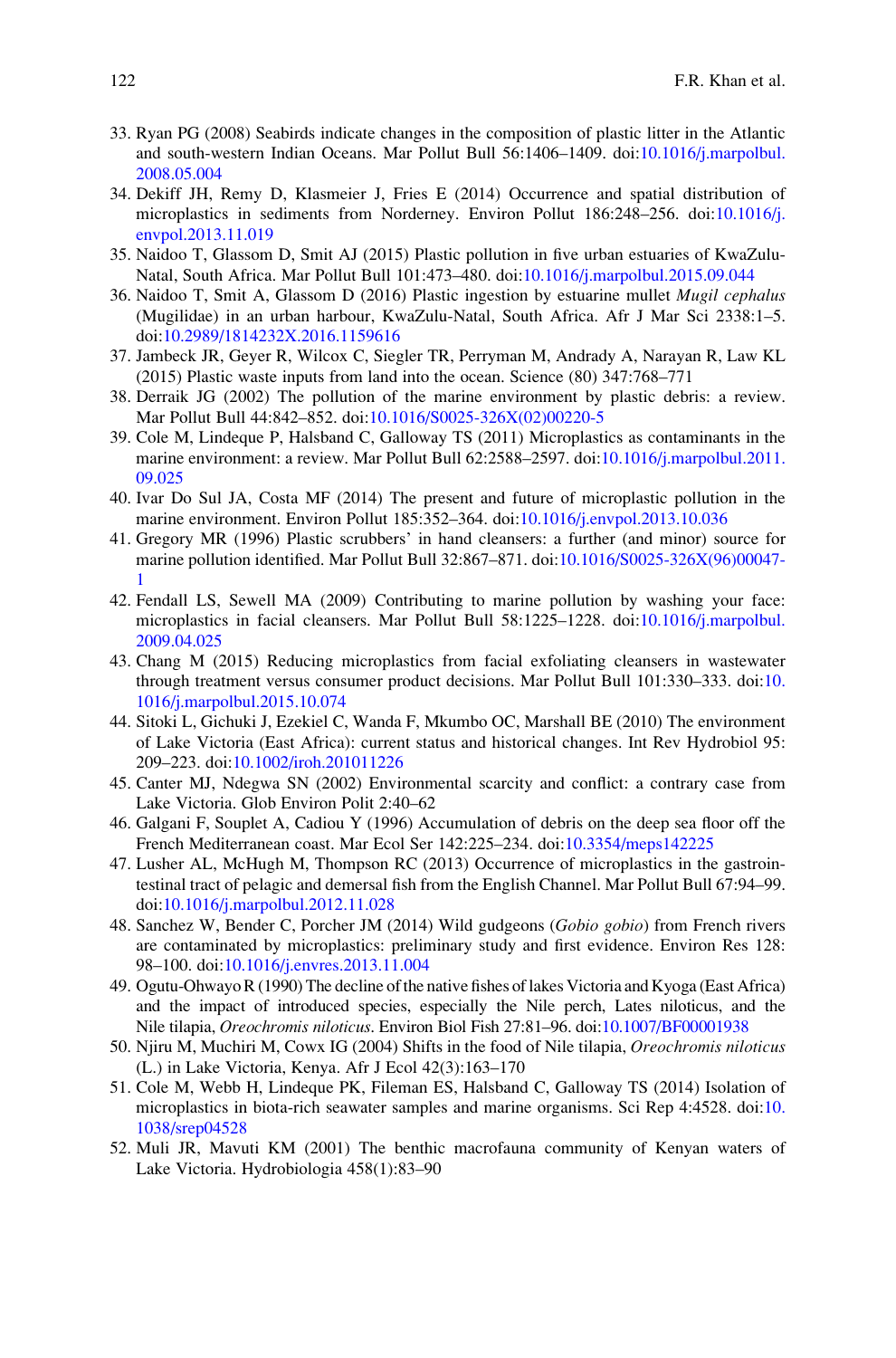33. Ryan PG (2008) Seabirds indicate changes in the composition of plastic litter in the Atlantic and south-western Indian Oceans. Mar Pollut Bull 56:1406–1409. doi:10.1016/j.marpolbul.2008.05.004
34. Dekiff JH, Remy D, Klasmeier J, Fries E (2014) Occurrence and spatial distribution of microplastics in sediments from Norderney. Environ Pollut 186:248–256. doi:10.1016/j.envpol.2013.11.019
35. Naidoo T, Glassom D, Smit AJ (2015) Plastic pollution in five urban estuaries of KwaZulu-Natal, South Africa. Mar Pollut Bull 101:473–480. doi:10.1016/j.marpolbul.2015.09.044
36. Naidoo T, Smit A, Glassom D (2016) Plastic ingestion by estuarine mullet *Mugil cephalus* (Mugilidae) in an urban harbour, KwaZulu-Natal, South Africa. Afr J Mar Sci 2338:1–5. doi:10.2989/1814232X.2016.1159616
37. Jambeck JR, Geyer R, Wilcox C, Siegler TR, Perryman M, Andrady A, Narayan R, Law KL (2015) Plastic waste inputs from land into the ocean. Science (80) 347:768–771
38. Derraik JG (2002) The pollution of the marine environment by plastic debris: a review. Mar Pollut Bull 44:842–852. doi:10.1016/S0025-326X(02)00220-5
39. Cole M, Lindeque P, Halsband C, Galloway TS (2011) Microplastics as contaminants in the marine environment: a review. Mar Pollut Bull 62:2588–2597. doi:10.1016/j.marpolbul.2011.09.025
40. Ivar Do Sul JA, Costa MF (2014) The present and future of microplastic pollution in the marine environment. Environ Pollut 185:352–364. doi:10.1016/j.envpol.2013.10.036
41. Gregory MR (1996) Plastic scrubbers' in hand cleansers: a further (and minor) source for marine pollution identified. Mar Pollut Bull 32:867–871. doi:10.1016/S0025-326X(96)00047-1
42. Fendall LS, Sewell MA (2009) Contributing to marine pollution by washing your face: microplastics in facial cleansers. Mar Pollut Bull 58:1225–1228. doi:10.1016/j.marpolbul.2009.04.025
43. Chang M (2015) Reducing microplastics from facial exfoliating cleansers in wastewater through treatment versus consumer product decisions. Mar Pollut Bull 101:330–333. doi:10.1016/j.marpolbul.2015.10.074
44. Sitoki L, Gichuki J, Ezekiel C, Wanda F, Mkumbo OC, Marshall BE (2010) The environment of Lake Victoria (East Africa): current status and historical changes. Int Rev Hydrobiol 95:209–223. doi:10.1002/iroh.201011226
45. Canter MJ, Ndegwa SN (2002) Environmental scarcity and conflict: a contrary case from Lake Victoria. Glob Environ Polit 2:40–62
46. Galgani F, Souplet A, Cadiou Y (1996) Accumulation of debris on the deep sea floor off the French Mediterranean coast. Mar Ecol Ser 142:225–234. doi:10.3354/meps142225
47. Lusher AL, McHugh M, Thompson RC (2013) Occurrence of microplastics in the gastrointestinal tract of pelagic and demersal fish from the English Channel. Mar Pollut Bull 67:94–99. doi:10.1016/j.marpolbul.2012.11.028
48. Sanchez W, Bender C, Porcher JM (2014) Wild gudgeons (*Gobio gobio*) from French rivers are contaminated by microplastics: preliminary study and first evidence. Environ Res 128:98–100. doi:10.1016/j.envres.2013.11.004
49. Ogutu-Ohwayo R (1990) The decline of the native fishes of lakes Victoria and Kyoga (East Africa) and the impact of introduced species, especially the Nile perch, Lates niloticus, and the Nile tilapia, *Oreochromis niloticus*. Environ Biol Fish 27:81–96. doi:10.1007/BF00001938
50. Njiru M, Muchiri M, Cowx IG (2004) Shifts in the food of Nile tilapia, *Oreochromis niloticus* (L.) in Lake Victoria, Kenya. Afr J Ecol 42(3):163–170
51. Cole M, Webb H, Lindeque PK, Fileman ES, Halsband C, Galloway TS (2014) Isolation of microplastics in biota-rich seawater samples and marine organisms. Sci Rep 4:4528. doi:10.1038/srep04528
52. Muli JR, Mavuti KM (2001) The benthic macrofauna community of Kenyan waters of Lake Victoria. Hydrobiologia 458(1):83–90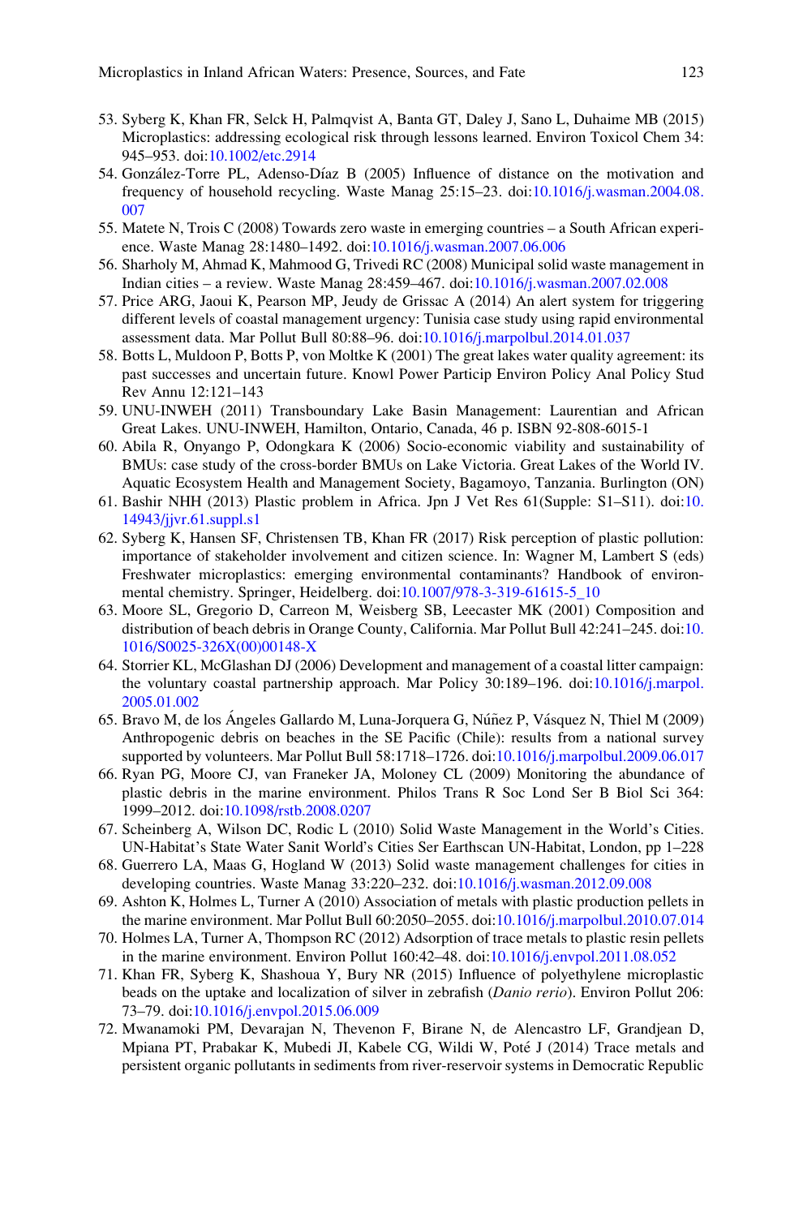53. Syberg K, Khan FR, Selck H, Palmqvist A, Banta GT, Daley J, Sano L, Duhaime MB (2015) Microplastics: addressing ecological risk through lessons learned. Environ Toxicol Chem 34: 945–953. doi:10.1002/etc.2914
54. González-Torre PL, Adenso-Díaz B (2005) Influence of distance on the motivation and frequency of household recycling. Waste Manag 25:15–23. doi:10.1016/j.wasman.2004.08.007
55. Matete N, Trois C (2008) Towards zero waste in emerging countries – a South African experience. Waste Manag 28:1480–1492. doi:10.1016/j.wasman.2007.06.006
56. Sharholy M, Ahmad K, Mahmood G, Trivedi RC (2008) Municipal solid waste management in Indian cities – a review. Waste Manag 28:459–467. doi:10.1016/j.wasman.2007.02.008
57. Price ARG, Jaoui K, Pearson MP, Jeudy de Grissac A (2014) An alert system for triggering different levels of coastal management urgency: Tunisia case study using rapid environmental assessment data. Mar Pollut Bull 80:88–96. doi:10.1016/j.marpolbul.2014.01.037
58. Botts L, Muldoon P, Botts P, von Moltke K (2001) The great lakes water quality agreement: its past successes and uncertain future. Knowl Power Particip Environ Policy Anal Policy Stud Rev Annu 12:121–143
59. UNU-INWEH (2011) Transboundary Lake Basin Management: Laurentian and African Great Lakes. UNU-INWEH, Hamilton, Ontario, Canada, 46 p. ISBN 92-808-6015-1
60. Abila R, Onyango P, Odongkara K (2006) Socio-economic viability and sustainability of BMUs: case study of the cross-border BMUs on Lake Victoria. Great Lakes of the World IV. Aquatic Ecosystem Health and Management Society, Bagamoyo, Tanzania. Burlington (ON)
61. Bashir NHH (2013) Plastic problem in Africa. Jpn J Vet Res 61(Supple: S1–S11). doi:10.14943/jjvr.61.suppl.s1
62. Syberg K, Hansen SF, Christensen TB, Khan FR (2017) Risk perception of plastic pollution: importance of stakeholder involvement and citizen science. In: Wagner M, Lambert S (eds) Freshwater microplastics: emerging environmental contaminants? Handbook of environmental chemistry. Springer, Heidelberg. doi:10.1007/978-3-319-61615-5_10
63. Moore SL, Gregorio D, Carreon M, Weisberg SB, Leecaster MK (2001) Composition and distribution of beach debris in Orange County, California. Mar Pollut Bull 42:241–245. doi:10.1016/S0025-326X(00)00148-X
64. Storrier KL, McGlashan DJ (2006) Development and management of a coastal litter campaign: the voluntary coastal partnership approach. Mar Policy 30:189–196. doi:10.1016/j.marpol.2005.01.002
65. Bravo M, de los Ángeles Gallardo M, Luna-Jorquera G, Núñez P, Vásquez N, Thiel M (2009) Anthropogenic debris on beaches in the SE Pacific (Chile): results from a national survey supported by volunteers. Mar Pollut Bull 58:1718–1726. doi:10.1016/j.marpolbul.2009.06.017
66. Ryan PG, Moore CJ, van Franeker JA, Moloney CL (2009) Monitoring the abundance of plastic debris in the marine environment. Philos Trans R Soc Lond Ser B Biol Sci 364: 1999–2012. doi:10.1098/rstb.2008.0207
67. Scheinberg A, Wilson DC, Rodic L (2010) Solid Waste Management in the World's Cities. UN-Habitat's State Water Sanit World's Cities Ser Earthscan UN-Habitat, London, pp 1–228
68. Guerrero LA, Maas G, Hogland W (2013) Solid waste management challenges for cities in developing countries. Waste Manag 33:220–232. doi:10.1016/j.wasman.2012.09.008
69. Ashton K, Holmes L, Turner A (2010) Association of metals with plastic production pellets in the marine environment. Mar Pollut Bull 60:2050–2055. doi:10.1016/j.marpolbul.2010.07.014
70. Holmes LA, Turner A, Thompson RC (2012) Adsorption of trace metals to plastic resin pellets in the marine environment. Environ Pollut 160:42–48. doi:10.1016/j.envpol.2011.08.052
71. Khan FR, Syberg K, Shashoua Y, Bury NR (2015) Influence of polyethylene microplastic beads on the uptake and localization of silver in zebrafish (*Danio rerio*). Environ Pollut 206: 73–79. doi:10.1016/j.envpol.2015.06.009
72. Mwanamoki PM, Devarajan N, Thevenon F, Birane N, de Alencastro LF, Grandjean D, Mpiana PT, Prabakar K, Mubedi JI, Kabele CG, Wildi W, Poté J (2014) Trace metals and persistent organic pollutants in sediments from river-reservoir systems in Democratic Republic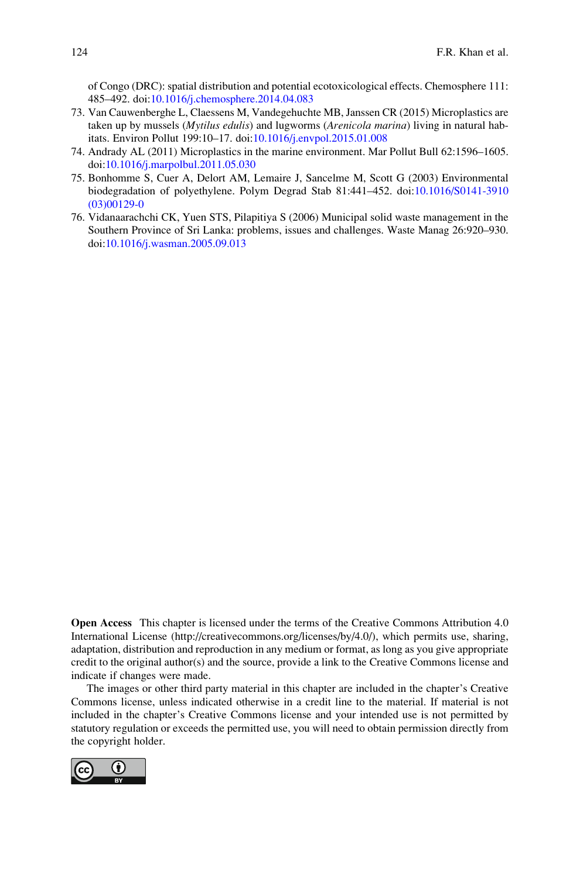of Congo (DRC): spatial distribution and potential ecotoxicological effects. Chemosphere 111: 485–492. doi:10.1016/j.chemosphere.2014.04.083

73. Van Cauwenberghe L, Claessens M, Vandegehuchte MB, Janssen CR (2015) Microplastics are taken up by mussels (*Mytilus edulis*) and lugworms (*Arenicola marina*) living in natural habitats. Environ Pollut 199:10–17. doi:10.1016/j.envpol.2015.01.008
74. Andrady AL (2011) Microplastics in the marine environment. Mar Pollut Bull 62:1596–1605. doi:10.1016/j.marpolbul.2011.05.030
75. Bonhomme S, Cuer A, Delort AM, Lemaire J, Sancelme M, Scott G (2003) Environmental biodegradation of polyethylene. Polym Degrad Stab 81:441–452. doi:10.1016/S0141-3910(03)00129-0
76. Vidanaarachchi CK, Yuen STS, Pilapitiya S (2006) Municipal solid waste management in the Southern Province of Sri Lanka: problems, issues and challenges. Waste Manag 26:920–930. doi:10.1016/j.wasman.2005.09.013

**Open Access** This chapter is licensed under the terms of the Creative Commons Attribution 4.0 International License (http://creativecommons.org/licenses/by/4.0/), which permits use, sharing, adaptation, distribution and reproduction in any medium or format, as long as you give appropriate credit to the original author(s) and the source, provide a link to the Creative Commons license and indicate if changes were made.

The images or other third party material in this chapter are included in the chapter's Creative Commons license, unless indicated otherwise in a credit line to the material. If material is not included in the chapter's Creative Commons license and your intended use is not permitted by statutory regulation or exceeds the permitted use, you will need to obtain permission directly from the copyright holder.